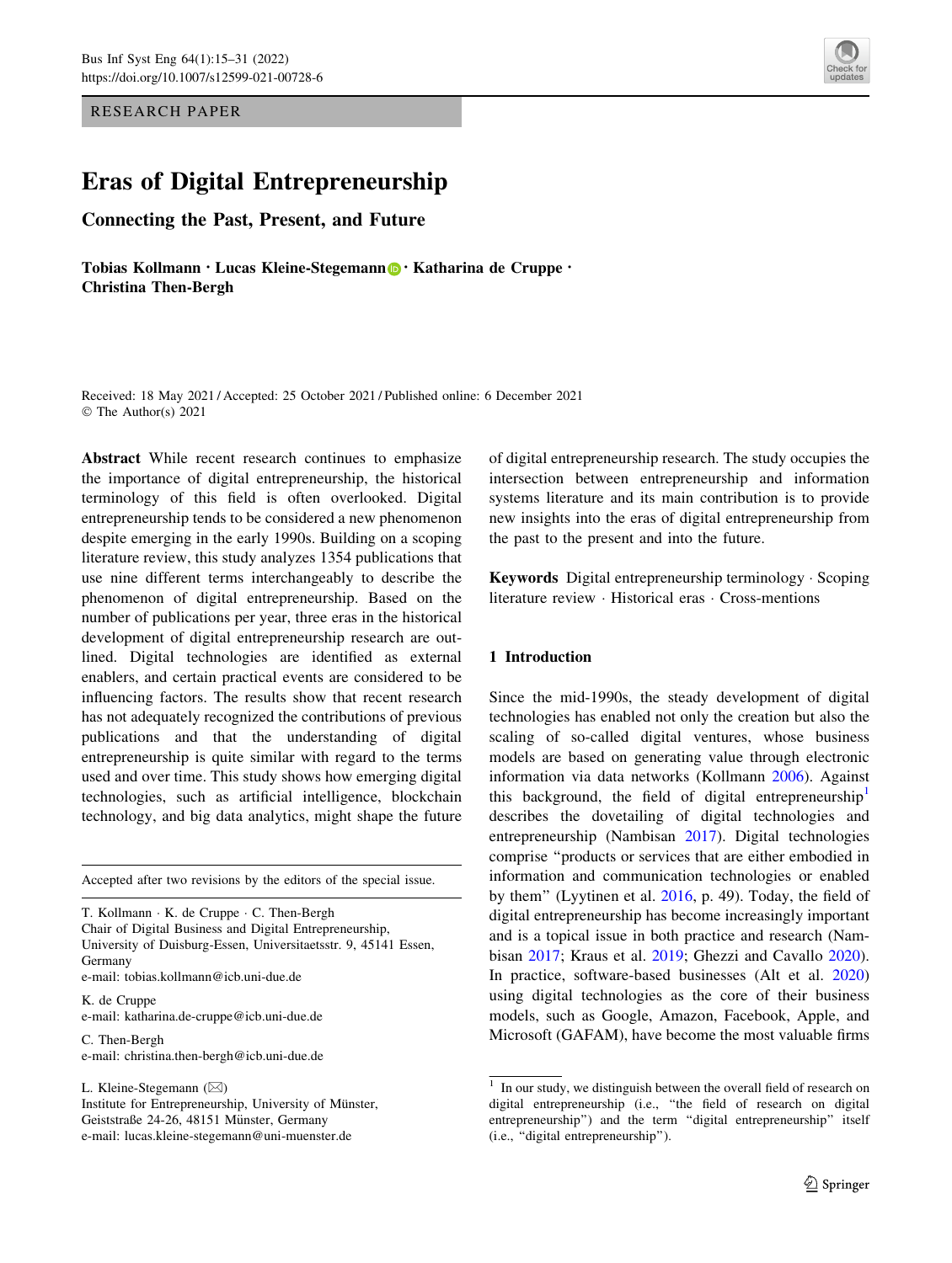RESEARCH PAPER

# Eras of Digital Entrepreneurship

## Connecting the Past, Present, and Future

**Tobias Kollmann · Lucas Kleine-Stegemann · Katharina de Cruppe · Christina Then-Bergh**

Received: 18 May 2021 / Accepted: 25 October 2021 / Published online: 6 December 2021
© The Author(s) 2021

**Abstract** While recent research continues to emphasize the importance of digital entrepreneurship, the historical terminology of this field is often overlooked. Digital entrepreneurship tends to be considered a new phenomenon despite emerging in the early 1990s. Building on a scoping literature review, this study analyzes 1354 publications that use nine different terms interchangeably to describe the phenomenon of digital entrepreneurship. Based on the number of publications per year, three eras in the historical development of digital entrepreneurship research are outlined. Digital technologies are identified as external enablers, and certain practical events are considered to be influencing factors. The results show that recent research has not adequately recognized the contributions of previous publications and that the understanding of digital entrepreneurship is quite similar with regard to the terms used and over time. This study shows how emerging digital technologies, such as artificial intelligence, blockchain technology, and big data analytics, might shape the future of digital entrepreneurship research. The study occupies the intersection between entrepreneurship and information systems literature and its main contribution is to provide new insights into the eras of digital entrepreneurship from the past to the present and into the future.

**Keywords** Digital entrepreneurship terminology · Scoping literature review · Historical eras · Cross-mentions

Accepted after two revisions by the editors of the special issue.

T. Kollmann · K. de Cruppe · C. Then-Bergh
Chair of Digital Business and Digital Entrepreneurship, University of Duisburg-Essen, Universitaetsstr. 9, 45141 Essen, Germany
e-mail: tobias.kollmann@icb.uni-due.de

K. de Cruppe
e-mail: katharina.de-cruppe@icb.uni-due.de

C. Then-Bergh
e-mail: christina.then-bergh@icb.uni-due.de

L. Kleine-Stegemann (✉)
Institute for Entrepreneurship, University of Münster, Geiststraße 24-26, 48151 Münster, Germany
e-mail: lucas.kleine-stegemann@uni-muenster.de

## 1 Introduction

Since the mid-1990s, the steady development of digital technologies has enabled not only the creation but also the scaling of so-called digital ventures, whose business models are based on generating value through electronic information via data networks (Kollmann 2006). Against this background, the field of digital entrepreneurship[1] describes the dovetailing of digital technologies and entrepreneurship (Nambisan 2017). Digital technologies comprise "products or services that are either embodied in information and communication technologies or enabled by them" (Lyytinen et al. 2016, p. 49). Today, the field of digital entrepreneurship has become increasingly important and is a topical issue in both practice and research (Nambisan 2017; Kraus et al. 2019; Ghezzi and Cavallo 2020). In practice, software-based businesses (Alt et al. 2020) using digital technologies as the core of their business models, such as Google, Amazon, Facebook, Apple, and Microsoft (GAFAM), have become the most valuable firms

[1] In our study, we distinguish between the overall field of research on digital entrepreneurship (i.e., "the field of research on digital entrepreneurship") and the term "digital entrepreneurship" itself (i.e., "digital entrepreneurship").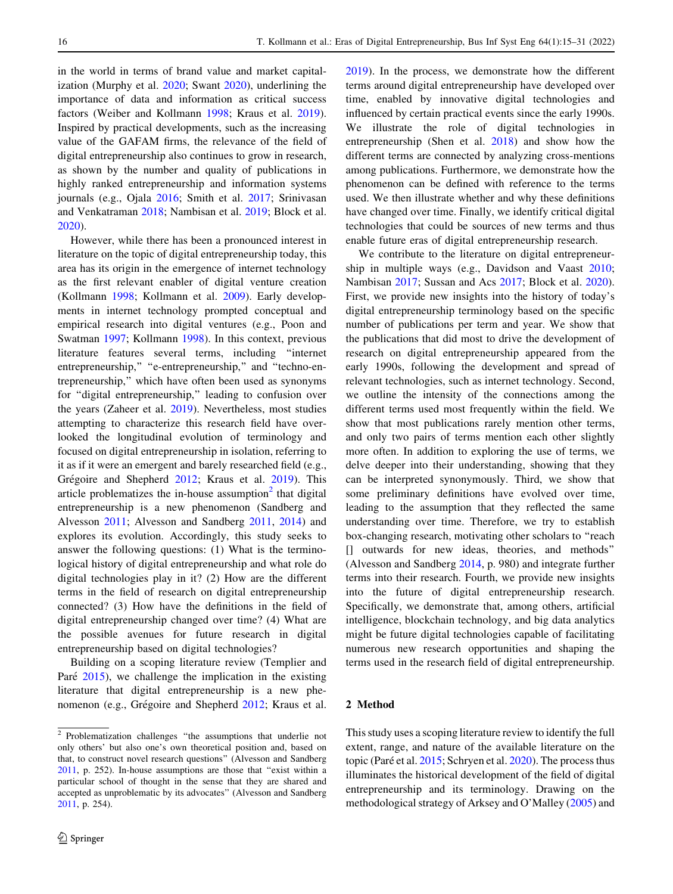in the world in terms of brand value and market capitalization (Murphy et al. 2020; Swant 2020), underlining the importance of data and information as critical success factors (Weiber and Kollmann 1998; Kraus et al. 2019). Inspired by practical developments, such as the increasing value of the GAFAM firms, the relevance of the field of digital entrepreneurship also continues to grow in research, as shown by the number and quality of publications in highly ranked entrepreneurship and information systems journals (e.g., Ojala 2016; Smith et al. 2017; Srinivasan and Venkatraman 2018; Nambisan et al. 2019; Block et al. 2020).

However, while there has been a pronounced interest in literature on the topic of digital entrepreneurship today, this area has its origin in the emergence of internet technology as the first relevant enabler of digital venture creation (Kollmann 1998; Kollmann et al. 2009). Early developments in internet technology prompted conceptual and empirical research into digital ventures (e.g., Poon and Swatman 1997; Kollmann 1998). In this context, previous literature features several terms, including "internet entrepreneurship," "e-entrepreneurship," and "techno-entrepreneurship," which have often been used as synonyms for "digital entrepreneurship," leading to confusion over the years (Zaheer et al. 2019). Nevertheless, most studies attempting to characterize this research field have overlooked the longitudinal evolution of terminology and focused on digital entrepreneurship in isolation, referring to it as if it were an emergent and barely researched field (e.g., Grégoire and Shepherd 2012; Kraus et al. 2019). This article problematizes the in-house assumption[2] that digital entrepreneurship is a new phenomenon (Sandberg and Alvesson 2011; Alvesson and Sandberg 2011, 2014) and explores its evolution. Accordingly, this study seeks to answer the following questions: (1) What is the terminological history of digital entrepreneurship and what role do digital technologies play in it? (2) How are the different terms in the field of research on digital entrepreneurship connected? (3) How have the definitions in the field of digital entrepreneurship changed over time? (4) What are the possible avenues for future research in digital entrepreneurship based on digital technologies?

Building on a scoping literature review (Templier and Paré 2015), we challenge the implication in the existing literature that digital entrepreneurship is a new phenomenon (e.g., Grégoire and Shepherd 2012; Kraus et al. 2019). In the process, we demonstrate how the different terms around digital entrepreneurship have developed over time, enabled by innovative digital technologies and influenced by certain practical events since the early 1990s. We illustrate the role of digital technologies in entrepreneurship (Shen et al. 2018) and show how the different terms are connected by analyzing cross-mentions among publications. Furthermore, we demonstrate how the phenomenon can be defined with reference to the terms used. We then illustrate whether and why these definitions have changed over time. Finally, we identify critical digital technologies that could be sources of new terms and thus enable future eras of digital entrepreneurship research.

We contribute to the literature on digital entrepreneurship in multiple ways (e.g., Davidson and Vaast 2010; Nambisan 2017; Sussan and Acs 2017; Block et al. 2020). First, we provide new insights into the history of today's digital entrepreneurship terminology based on the specific number of publications per term and year. We show that the publications that did most to drive the development of research on digital entrepreneurship appeared from the early 1990s, following the development and spread of relevant technologies, such as internet technology. Second, we outline the intensity of the connections among the different terms used most frequently within the field. We show that most publications rarely mention other terms, and only two pairs of terms mention each other slightly more often. In addition to exploring the use of terms, we delve deeper into their understanding, showing that they can be interpreted synonymously. Third, we show that some preliminary definitions have evolved over time, leading to the assumption that they reflected the same understanding over time. Therefore, we try to establish box-changing research, motivating other scholars to "reach [] outwards for new ideas, theories, and methods" (Alvesson and Sandberg 2014, p. 980) and integrate further terms into their research. Fourth, we provide new insights into the future of digital entrepreneurship research. Specifically, we demonstrate that, among others, artificial intelligence, blockchain technology, and big data analytics might be future digital technologies capable of facilitating numerous new research opportunities and shaping the terms used in the research field of digital entrepreneurship.

## 2 Method

This study uses a scoping literature review to identify the full extent, range, and nature of the available literature on the topic (Paré et al. 2015; Schryen et al. 2020). The process thus illuminates the historical development of the field of digital entrepreneurship and its terminology. Drawing on the methodological strategy of Arksey and O'Malley (2005) and

---

[2] Problematization challenges "the assumptions that underlie not only others' but also one's own theoretical position and, based on that, to construct novel research questions" (Alvesson and Sandberg 2011, p. 252). In-house assumptions are those that "exist within a particular school of thought in the sense that they are shared and accepted as unproblematic by its advocates" (Alvesson and Sandberg 2011, p. 254).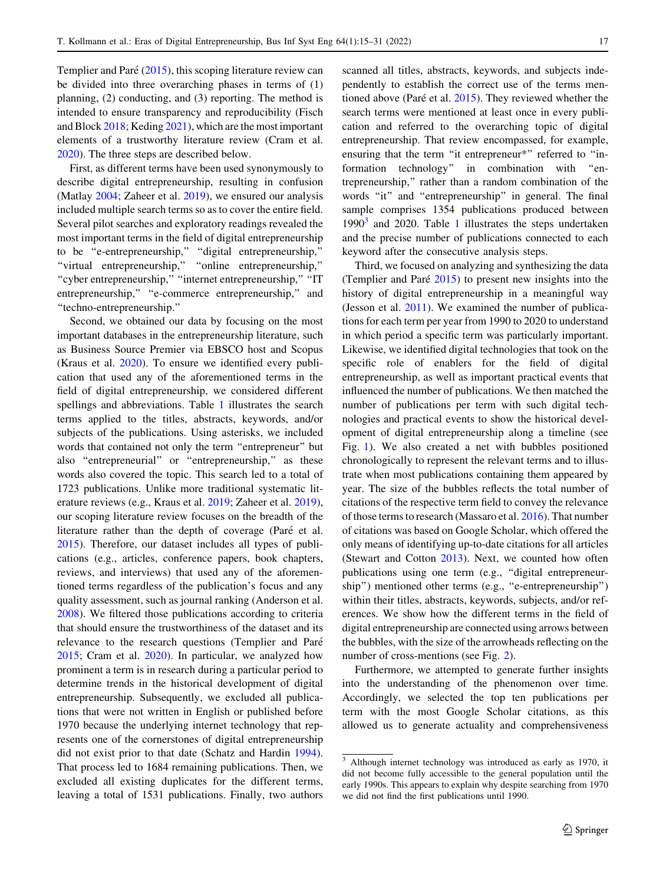Templier and Paré (2015), this scoping literature review can be divided into three overarching phases in terms of (1) planning, (2) conducting, and (3) reporting. The method is intended to ensure transparency and reproducibility (Fisch and Block 2018; Keding 2021), which are the most important elements of a trustworthy literature review (Cram et al. 2020). The three steps are described below.

First, as different terms have been used synonymously to describe digital entrepreneurship, resulting in confusion (Matlay 2004; Zaheer et al. 2019), we ensured our analysis included multiple search terms so as to cover the entire field. Several pilot searches and exploratory readings revealed the most important terms in the field of digital entrepreneurship to be "e-entrepreneurship," "digital entrepreneurship," "virtual entrepreneurship," "online entrepreneurship," "cyber entrepreneurship," "internet entrepreneurship," "IT entrepreneurship," "e-commerce entrepreneurship," and "techno-entrepreneurship."

Second, we obtained our data by focusing on the most important databases in the entrepreneurship literature, such as Business Source Premier via EBSCO host and Scopus (Kraus et al. 2020). To ensure we identified every publication that used any of the aforementioned terms in the field of digital entrepreneurship, we considered different spellings and abbreviations. Table 1 illustrates the search terms applied to the titles, abstracts, keywords, and/or subjects of the publications. Using asterisks, we included words that contained not only the term "entrepreneur" but also "entrepreneurial" or "entrepreneurship," as these words also covered the topic. This search led to a total of 1723 publications. Unlike more traditional systematic literature reviews (e.g., Kraus et al. 2019; Zaheer et al. 2019), our scoping literature review focuses on the breadth of the literature rather than the depth of coverage (Paré et al. 2015). Therefore, our dataset includes all types of publications (e.g., articles, conference papers, book chapters, reviews, and interviews) that used any of the aforementioned terms regardless of the publication's focus and any quality assessment, such as journal ranking (Anderson et al. 2008). We filtered those publications according to criteria that should ensure the trustworthiness of the dataset and its relevance to the research questions (Templier and Paré 2015; Cram et al. 2020). In particular, we analyzed how prominent a term is in research during a particular period to determine trends in the historical development of digital entrepreneurship. Subsequently, we excluded all publications that were not written in English or published before 1970 because the underlying internet technology that represents one of the cornerstones of digital entrepreneurship did not exist prior to that date (Schatz and Hardin 1994). That process led to 1684 remaining publications. Then, we excluded all existing duplicates for the different terms, leaving a total of 1531 publications. Finally, two authors scanned all titles, abstracts, keywords, and subjects independently to establish the correct use of the terms mentioned above (Paré et al. 2015). They reviewed whether the search terms were mentioned at least once in every publication and referred to the overarching topic of digital entrepreneurship. That review encompassed, for example, ensuring that the term "it entrepreneur*" referred to "information technology" in combination with "entrepreneurship," rather than a random combination of the words "it" and "entrepreneurship" in general. The final sample comprises 1354 publications produced between 1990[3] and 2020. Table 1 illustrates the steps undertaken and the precise number of publications connected to each keyword after the consecutive analysis steps.

Third, we focused on analyzing and synthesizing the data (Templier and Paré 2015) to present new insights into the history of digital entrepreneurship in a meaningful way (Jesson et al. 2011). We examined the number of publications for each term per year from 1990 to 2020 to understand in which period a specific term was particularly important. Likewise, we identified digital technologies that took on the specific role of enablers for the field of digital entrepreneurship, as well as important practical events that influenced the number of publications. We then matched the number of publications per term with such digital technologies and practical events to show the historical development of digital entrepreneurship along a timeline (see Fig. 1). We also created a net with bubbles positioned chronologically to represent the relevant terms and to illustrate when most publications containing them appeared by year. The size of the bubbles reflects the total number of citations of the respective term field to convey the relevance of those terms to research (Massaro et al. 2016). That number of citations was based on Google Scholar, which offered the only means of identifying up-to-date citations for all articles (Stewart and Cotton 2013). Next, we counted how often publications using one term (e.g., "digital entrepreneurship") mentioned other terms (e.g., "e-entrepreneurship") within their titles, abstracts, keywords, subjects, and/or references. We show how the different terms in the field of digital entrepreneurship are connected using arrows between the bubbles, with the size of the arrowheads reflecting on the number of cross-mentions (see Fig. 2).

Furthermore, we attempted to generate further insights into the understanding of the phenomenon over time. Accordingly, we selected the top ten publications per term with the most Google Scholar citations, as this allowed us to generate actuality and comprehensiveness

[3] Although internet technology was introduced as early as 1970, it did not become fully accessible to the general population until the early 1990s. This appears to explain why despite searching from 1970 we did not find the first publications until 1990.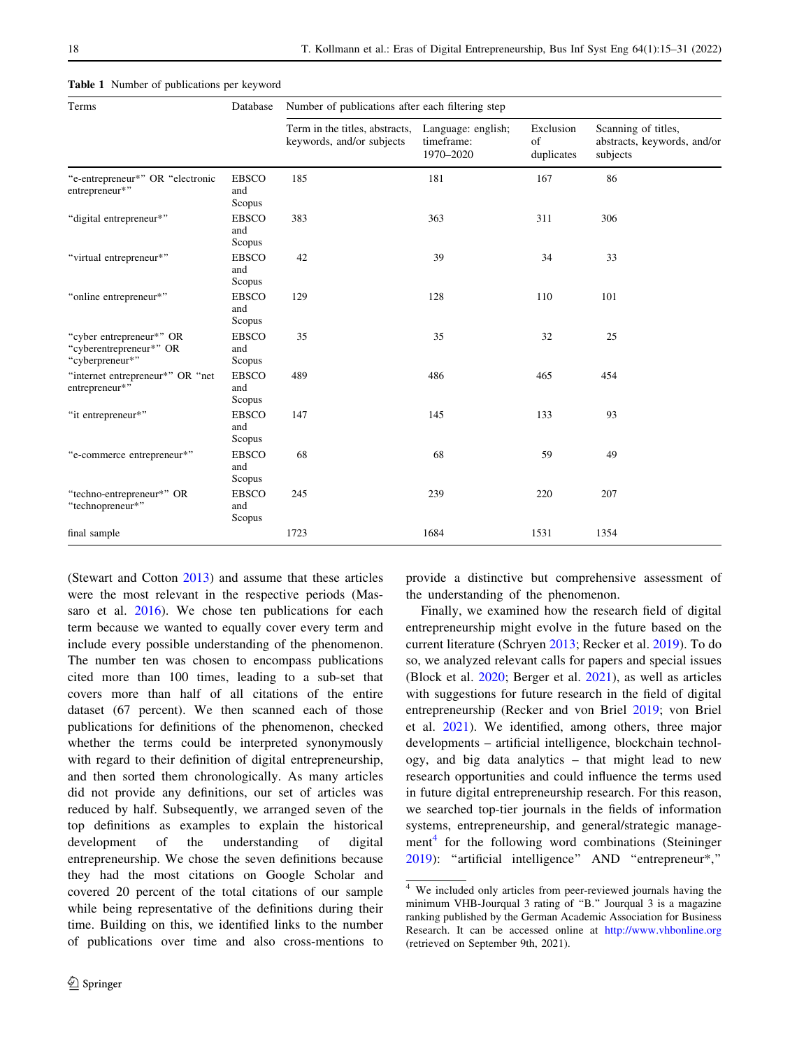**Table 1** Number of publications per keyword

| Terms | Database | Number of publications after each filtering step | | | |
|---|---|---|---|---|---|
| | | Term in the titles, abstracts, keywords, and/or subjects | Language: english; timeframe: 1970–2020 | Exclusion of duplicates | Scanning of titles, abstracts, keywords, and/or subjects |
| "e-entrepreneur*" OR "electronic entrepreneur*" | EBSCO and Scopus | 185 | 181 | 167 | 86 |
| "digital entrepreneur*" | EBSCO and Scopus | 383 | 363 | 311 | 306 |
| "virtual entrepreneur*" | EBSCO and Scopus | 42 | 39 | 34 | 33 |
| "online entrepreneur*" | EBSCO and Scopus | 129 | 128 | 110 | 101 |
| "cyber entrepreneur*" OR "cyberentrepreneur*" OR "cyberpreneur*" | EBSCO and Scopus | 35 | 35 | 32 | 25 |
| "internet entrepreneur*" OR "net entrepreneur*" | EBSCO and Scopus | 489 | 486 | 465 | 454 |
| "it entrepreneur*" | EBSCO and Scopus | 147 | 145 | 133 | 93 |
| "e-commerce entrepreneur*" | EBSCO and Scopus | 68 | 68 | 59 | 49 |
| "techno-entrepreneur*" OR "technopreneur*" | EBSCO and Scopus | 245 | 239 | 220 | 207 |
| final sample | | 1723 | 1684 | 1531 | 1354 |

(Stewart and Cotton 2013) and assume that these articles were the most relevant in the respective periods (Massaro et al. 2016). We chose ten publications for each term because we wanted to equally cover every term and include every possible understanding of the phenomenon. The number ten was chosen to encompass publications cited more than 100 times, leading to a sub-set that covers more than half of all citations of the entire dataset (67 percent). We then scanned each of those publications for definitions of the phenomenon, checked whether the terms could be interpreted synonymously with regard to their definition of digital entrepreneurship, and then sorted them chronologically. As many articles did not provide any definitions, our set of articles was reduced by half. Subsequently, we arranged seven of the top definitions as examples to explain the historical development of the understanding of digital entrepreneurship. We chose the seven definitions because they had the most citations on Google Scholar and covered 20 percent of the total citations of our sample while being representative of the definitions during their time. Building on this, we identified links to the number of publications over time and also cross-mentions to provide a distinctive but comprehensive assessment of the understanding of the phenomenon.

Finally, we examined how the research field of digital entrepreneurship might evolve in the future based on the current literature (Schryen 2013; Recker et al. 2019). To do so, we analyzed relevant calls for papers and special issues (Block et al. 2020; Berger et al. 2021), as well as articles with suggestions for future research in the field of digital entrepreneurship (Recker and von Briel 2019; von Briel et al. 2021). We identified, among others, three major developments – artificial intelligence, blockchain technology, and big data analytics – that might lead to new research opportunities and could influence the terms used in future digital entrepreneurship research. For this reason, we searched top-tier journals in the fields of information systems, entrepreneurship, and general/strategic management[4] for the following word combinations (Steininger 2019): "artificial intelligence" AND "entrepreneur*,"

[4] We included only articles from peer-reviewed journals having the minimum VHB-Jourqual 3 rating of "B." Jourqual 3 is a magazine ranking published by the German Academic Association for Business Research. It can be accessed online at http://www.vhbonline.org (retrieved on September 9th, 2021).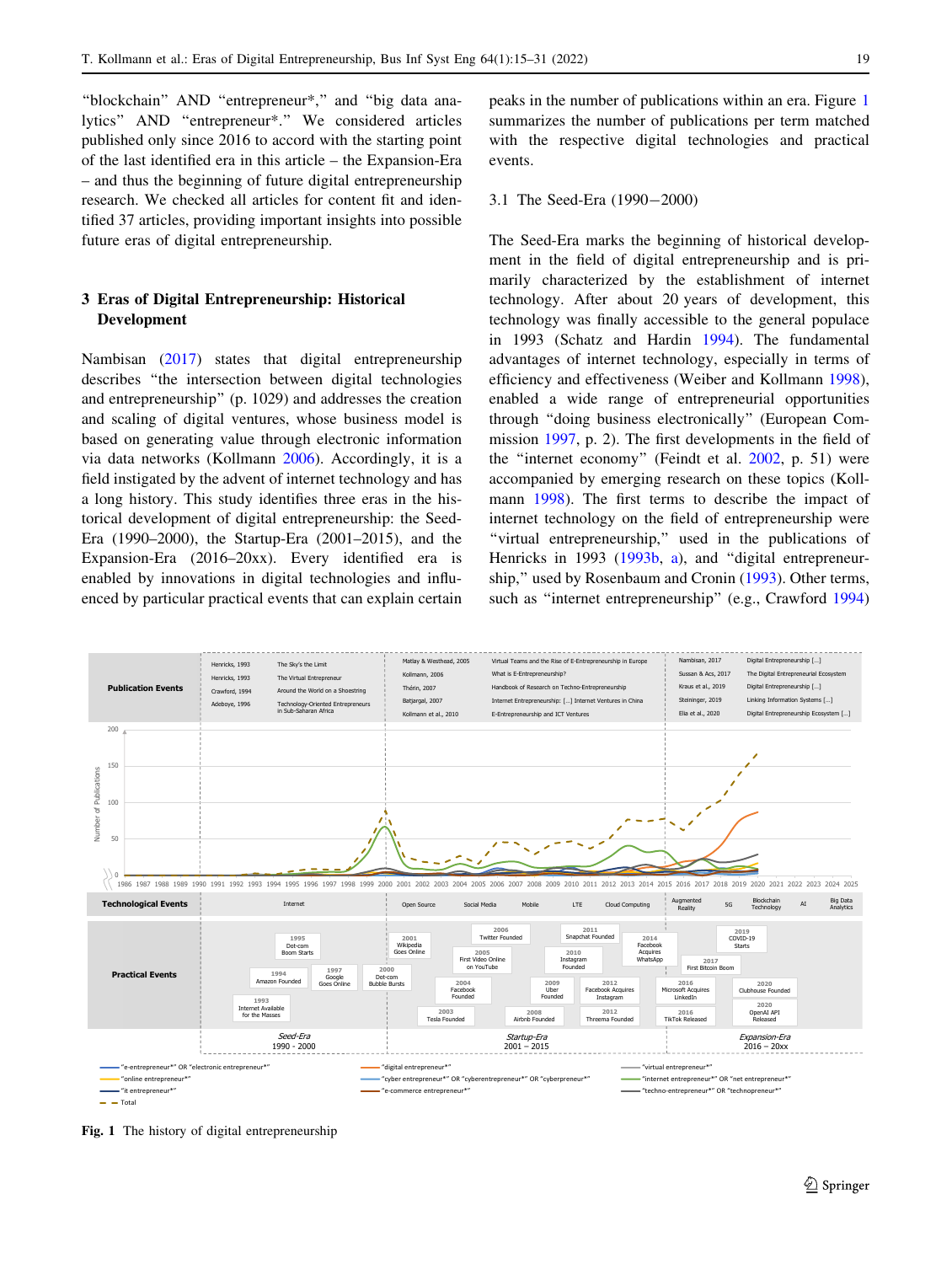"blockchain" AND "entrepreneur*," and "big data analytics" AND "entrepreneur*." We considered articles published only since 2016 to accord with the starting point of the last identified era in this article – the Expansion-Era – and thus the beginning of future digital entrepreneurship research. We checked all articles for content fit and identified 37 articles, providing important insights into possible future eras of digital entrepreneurship.

## 3 Eras of Digital Entrepreneurship: Historical Development

Nambisan (2017) states that digital entrepreneurship describes "the intersection between digital technologies and entrepreneurship" (p. 1029) and addresses the creation and scaling of digital ventures, whose business model is based on generating value through electronic information via data networks (Kollmann 2006). Accordingly, it is a field instigated by the advent of internet technology and has a long history. This study identifies three eras in the historical development of digital entrepreneurship: the Seed-Era (1990–2000), the Startup-Era (2001–2015), and the Expansion-Era (2016–20xx). Every identified era is enabled by innovations in digital technologies and influenced by particular practical events that can explain certain peaks in the number of publications within an era. Figure 1 summarizes the number of publications per term matched with the respective digital technologies and practical events.

### 3.1 The Seed-Era (1990−2000)

The Seed-Era marks the beginning of historical development in the field of digital entrepreneurship and is primarily characterized by the establishment of internet technology. After about 20 years of development, this technology was finally accessible to the general populace in 1993 (Schatz and Hardin 1994). The fundamental advantages of internet technology, especially in terms of efficiency and effectiveness (Weiber and Kollmann 1998), enabled a wide range of entrepreneurial opportunities through "doing business electronically" (European Commission 1997, p. 2). The first developments in the field of the "internet economy" (Feindt et al. 2002, p. 51) were accompanied by emerging research on these topics (Kollmann 1998). The first terms to describe the impact of internet technology on the field of entrepreneurship were "virtual entrepreneurship," used in the publications of Henricks in 1993 (1993b, a), and "digital entrepreneurship," used by Rosenbaum and Cronin (1993). Other terms, such as "internet entrepreneurship" (e.g., Crawford 1994)

**Fig. 1** The history of digital entrepreneurship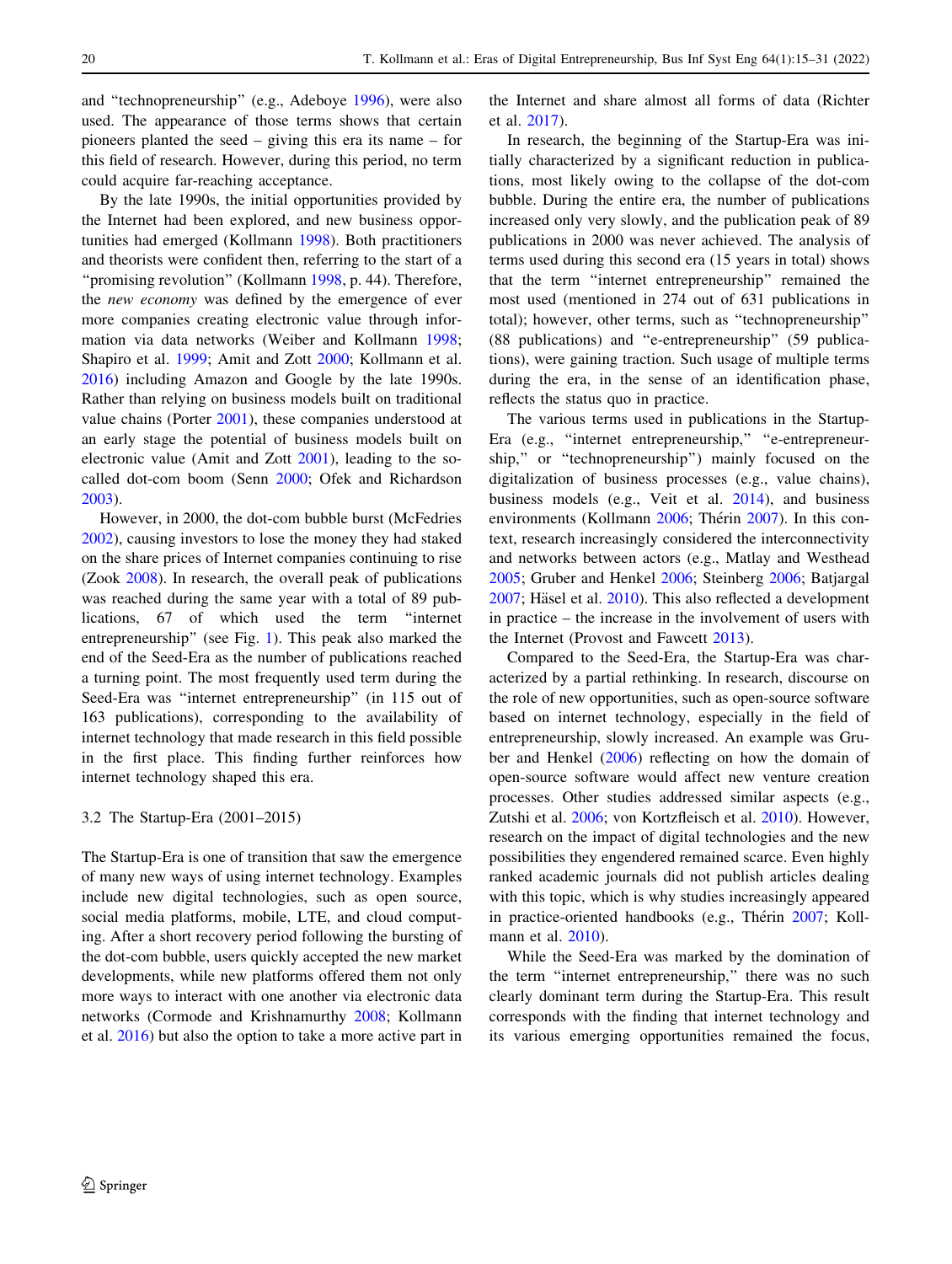and "technopreneurship" (e.g., Adeboye 1996), were also used. The appearance of those terms shows that certain pioneers planted the seed – giving this era its name – for this field of research. However, during this period, no term could acquire far-reaching acceptance.

By the late 1990s, the initial opportunities provided by the Internet had been explored, and new business opportunities had emerged (Kollmann 1998). Both practitioners and theorists were confident then, referring to the start of a "promising revolution" (Kollmann 1998, p. 44). Therefore, the *new economy* was defined by the emergence of ever more companies creating electronic value through information via data networks (Weiber and Kollmann 1998; Shapiro et al. 1999; Amit and Zott 2000; Kollmann et al. 2016) including Amazon and Google by the late 1990s. Rather than relying on business models built on traditional value chains (Porter 2001), these companies understood at an early stage the potential of business models built on electronic value (Amit and Zott 2001), leading to the so-called dot-com boom (Senn 2000; Ofek and Richardson 2003).

However, in 2000, the dot-com bubble burst (McFedries 2002), causing investors to lose the money they had staked on the share prices of Internet companies continuing to rise (Zook 2008). In research, the overall peak of publications was reached during the same year with a total of 89 publications, 67 of which used the term "internet entrepreneurship" (see Fig. 1). This peak also marked the end of the Seed-Era as the number of publications reached a turning point. The most frequently used term during the Seed-Era was "internet entrepreneurship" (in 115 out of 163 publications), corresponding to the availability of internet technology that made research in this field possible in the first place. This finding further reinforces how internet technology shaped this era.

### 3.2 The Startup-Era (2001–2015)

The Startup-Era is one of transition that saw the emergence of many new ways of using internet technology. Examples include new digital technologies, such as open source, social media platforms, mobile, LTE, and cloud computing. After a short recovery period following the bursting of the dot-com bubble, users quickly accepted the new market developments, while new platforms offered them not only more ways to interact with one another via electronic data networks (Cormode and Krishnamurthy 2008; Kollmann et al. 2016) but also the option to take a more active part in the Internet and share almost all forms of data (Richter et al. 2017).

In research, the beginning of the Startup-Era was initially characterized by a significant reduction in publications, most likely owing to the collapse of the dot-com bubble. During the entire era, the number of publications increased only very slowly, and the publication peak of 89 publications in 2000 was never achieved. The analysis of terms used during this second era (15 years in total) shows that the term "internet entrepreneurship" remained the most used (mentioned in 274 out of 631 publications in total); however, other terms, such as "technopreneurship" (88 publications) and "e-entrepreneurship" (59 publications), were gaining traction. Such usage of multiple terms during the era, in the sense of an identification phase, reflects the status quo in practice.

The various terms used in publications in the Startup-Era (e.g., "internet entrepreneurship," "e-entrepreneurship," or "technopreneurship") mainly focused on the digitalization of business processes (e.g., value chains), business models (e.g., Veit et al. 2014), and business environments (Kollmann 2006; Thérin 2007). In this context, research increasingly considered the interconnectivity and networks between actors (e.g., Matlay and Westhead 2005; Gruber and Henkel 2006; Steinberg 2006; Batjargal 2007; Häsel et al. 2010). This also reflected a development in practice – the increase in the involvement of users with the Internet (Provost and Fawcett 2013).

Compared to the Seed-Era, the Startup-Era was characterized by a partial rethinking. In research, discourse on the role of new opportunities, such as open-source software based on internet technology, especially in the field of entrepreneurship, slowly increased. An example was Gruber and Henkel (2006) reflecting on how the domain of open-source software would affect new venture creation processes. Other studies addressed similar aspects (e.g., Zutshi et al. 2006; von Kortzfleisch et al. 2010). However, research on the impact of digital technologies and the new possibilities they engendered remained scarce. Even highly ranked academic journals did not publish articles dealing with this topic, which is why studies increasingly appeared in practice-oriented handbooks (e.g., Thérin 2007; Kollmann et al. 2010).

While the Seed-Era was marked by the domination of the term "internet entrepreneurship," there was no such clearly dominant term during the Startup-Era. This result corresponds with the finding that internet technology and its various emerging opportunities remained the focus,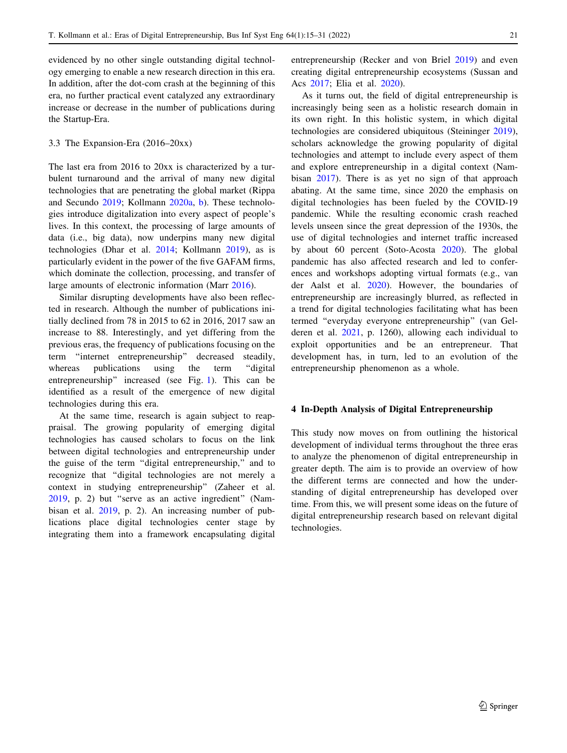evidenced by no other single outstanding digital technology emerging to enable a new research direction in this era. In addition, after the dot-com crash at the beginning of this era, no further practical event catalyzed any extraordinary increase or decrease in the number of publications during the Startup-Era.

### 3.3 The Expansion-Era (2016–20xx)

The last era from 2016 to 20xx is characterized by a turbulent turnaround and the arrival of many new digital technologies that are penetrating the global market (Rippa and Secundo 2019; Kollmann 2020a, b). These technologies introduce digitalization into every aspect of people's lives. In this context, the processing of large amounts of data (i.e., big data), now underpins many new digital technologies (Dhar et al. 2014; Kollmann 2019), as is particularly evident in the power of the five GAFAM firms, which dominate the collection, processing, and transfer of large amounts of electronic information (Marr 2016).

Similar disrupting developments have also been reflected in research. Although the number of publications initially declined from 78 in 2015 to 62 in 2016, 2017 saw an increase to 88. Interestingly, and yet differing from the previous eras, the frequency of publications focusing on the term "internet entrepreneurship" decreased steadily, whereas publications using the term "digital entrepreneurship" increased (see Fig. 1). This can be identified as a result of the emergence of new digital technologies during this era.

At the same time, research is again subject to reappraisal. The growing popularity of emerging digital technologies has caused scholars to focus on the link between digital technologies and entrepreneurship under the guise of the term "digital entrepreneurship," and to recognize that "digital technologies are not merely a context in studying entrepreneurship" (Zaheer et al. 2019, p. 2) but "serve as an active ingredient" (Nambisan et al. 2019, p. 2). An increasing number of publications place digital technologies center stage by integrating them into a framework encapsulating digital entrepreneurship (Recker and von Briel 2019) and even creating digital entrepreneurship ecosystems (Sussan and Acs 2017; Elia et al. 2020).

As it turns out, the field of digital entrepreneurship is increasingly being seen as a holistic research domain in its own right. In this holistic system, in which digital technologies are considered ubiquitous (Steininger 2019), scholars acknowledge the growing popularity of digital technologies and attempt to include every aspect of them and explore entrepreneurship in a digital context (Nambisan 2017). There is as yet no sign of that approach abating. At the same time, since 2020 the emphasis on digital technologies has been fueled by the COVID-19 pandemic. While the resulting economic crash reached levels unseen since the great depression of the 1930s, the use of digital technologies and internet traffic increased by about 60 percent (Soto-Acosta 2020). The global pandemic has also affected research and led to conferences and workshops adopting virtual formats (e.g., van der Aalst et al. 2020). However, the boundaries of entrepreneurship are increasingly blurred, as reflected in a trend for digital technologies facilitating what has been termed "everyday everyone entrepreneurship" (van Gelderen et al. 2021, p. 1260), allowing each individual to exploit opportunities and be an entrepreneur. That development has, in turn, led to an evolution of the entrepreneurship phenomenon as a whole.

## 4 In-Depth Analysis of Digital Entrepreneurship

This study now moves on from outlining the historical development of individual terms throughout the three eras to analyze the phenomenon of digital entrepreneurship in greater depth. The aim is to provide an overview of how the different terms are connected and how the understanding of digital entrepreneurship has developed over time. From this, we will present some ideas on the future of digital entrepreneurship research based on relevant digital technologies.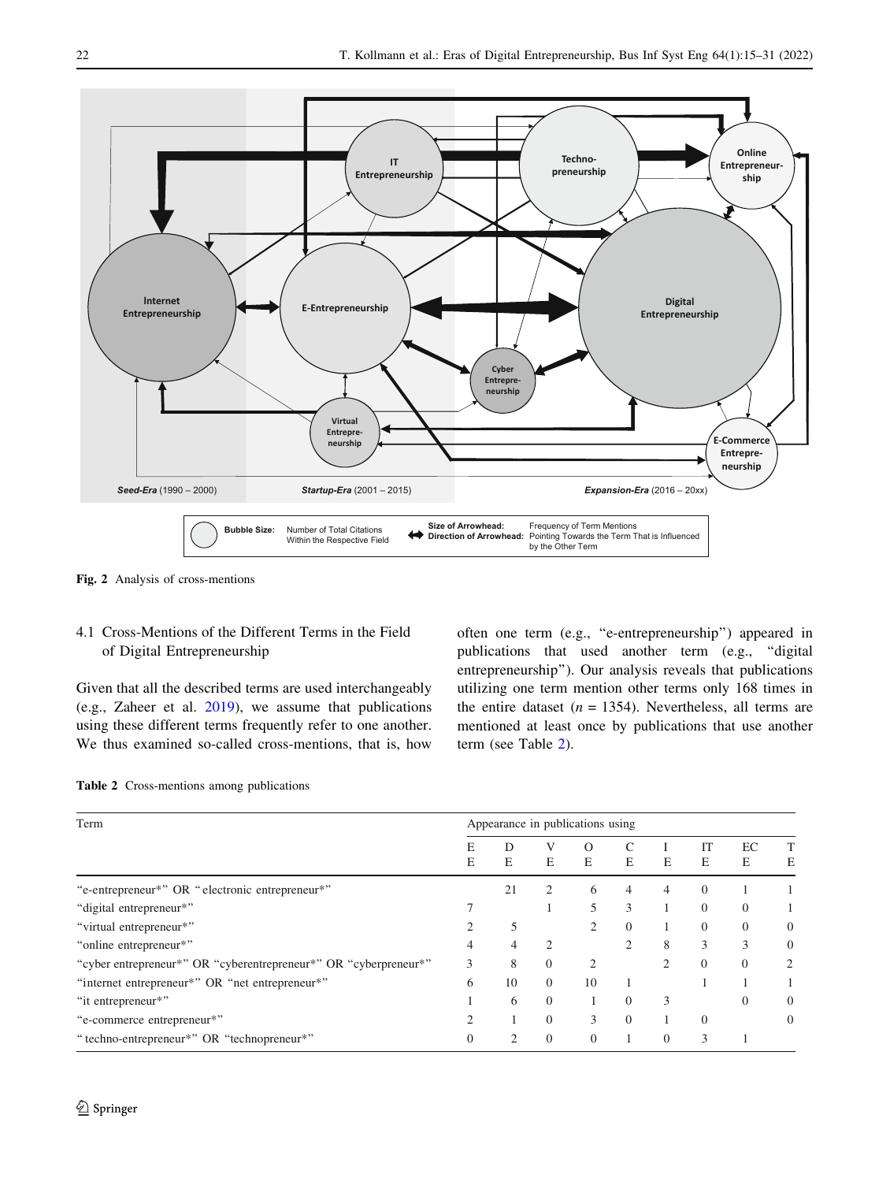Fig. 2 Analysis of cross-mentions

## 4.1 Cross-Mentions of the Different Terms in the Field of Digital Entrepreneurship

Given that all the described terms are used interchangeably (e.g., Zaheer et al. 2019), we assume that publications using these different terms frequently refer to one another. We thus examined so-called cross-mentions, that is, how often one term (e.g., "e-entrepreneurship") appeared in publications that used another term (e.g., "digital entrepreneurship"). Our analysis reveals that publications utilizing one term mention other terms only 168 times in the entire dataset ($n = 1354$). Nevertheless, all terms are mentioned at least once by publications that use another term (see Table 2).

Table 2 Cross-mentions among publications

| Term | Appearance in publications using | | | | | | | | |
|---|---|---|---|---|---|---|---|---|---|
| | EE | DE | VE | OE | CE | IE | ITE | ECE | TE |
| "e-entrepreneur*" OR "electronic entrepreneur*" | | 21 | 2 | 6 | 4 | 4 | 0 | 1 | 1 |
| "digital entrepreneur*" | 7 | | 1 | 5 | 3 | 1 | 0 | 0 | 1 |
| "virtual entrepreneur*" | 2 | 5 | | 2 | 0 | 1 | 0 | 0 | 0 |
| "online entrepreneur*" | 4 | 4 | 2 | | 2 | 8 | 3 | 3 | 0 |
| "cyber entrepreneur*" OR "cyberentrepreneur*" OR "cyberpreneur*" | 3 | 8 | 0 | 2 | | 2 | 0 | 0 | 2 |
| "internet entrepreneur*" OR "net entrepreneur*" | 6 | 10 | 0 | 10 | 1 | | 1 | 1 | 1 |
| "it entrepreneur*" | 1 | 6 | 0 | 1 | 0 | 3 | | 0 | 0 |
| "e-commerce entrepreneur*" | 2 | 1 | 0 | 3 | 0 | 1 | 0 | | 0 |
| "techno-entrepreneur*" OR "technopreneur*" | 0 | 2 | 0 | 0 | 1 | 0 | 3 | 1 | |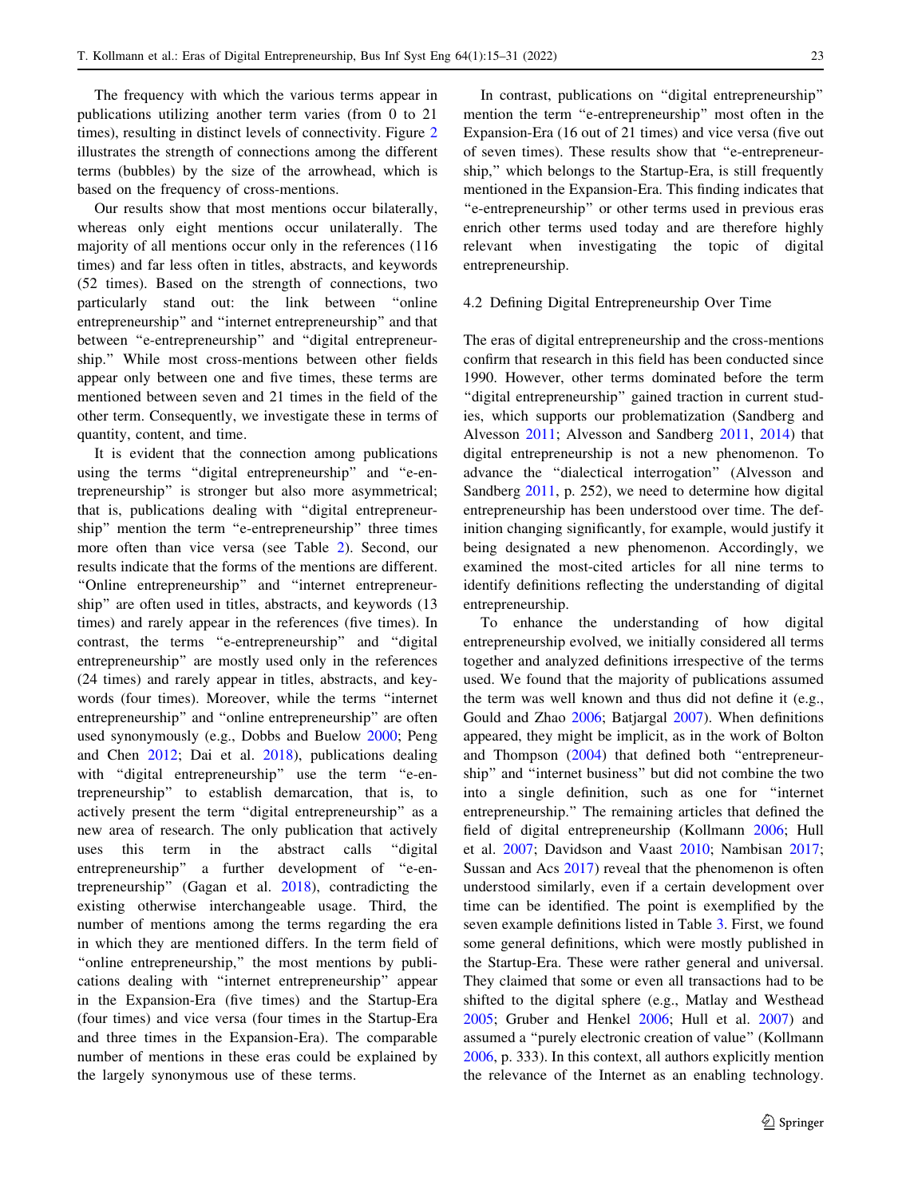The frequency with which the various terms appear in publications utilizing another term varies (from 0 to 21 times), resulting in distinct levels of connectivity. Figure 2 illustrates the strength of connections among the different terms (bubbles) by the size of the arrowhead, which is based on the frequency of cross-mentions.

Our results show that most mentions occur bilaterally, whereas only eight mentions occur unilaterally. The majority of all mentions occur only in the references (116 times) and far less often in titles, abstracts, and keywords (52 times). Based on the strength of connections, two particularly stand out: the link between "online entrepreneurship" and "internet entrepreneurship" and that between "e-entrepreneurship" and "digital entrepreneurship." While most cross-mentions between other fields appear only between one and five times, these terms are mentioned between seven and 21 times in the field of the other term. Consequently, we investigate these in terms of quantity, content, and time.

It is evident that the connection among publications using the terms "digital entrepreneurship" and "e-entrepreneurship" is stronger but also more asymmetrical; that is, publications dealing with "digital entrepreneurship" mention the term "e-entrepreneurship" three times more often than vice versa (see Table 2). Second, our results indicate that the forms of the mentions are different. "Online entrepreneurship" and "internet entrepreneurship" are often used in titles, abstracts, and keywords (13 times) and rarely appear in the references (five times). In contrast, the terms "e-entrepreneurship" and "digital entrepreneurship" are mostly used only in the references (24 times) and rarely appear in titles, abstracts, and keywords (four times). Moreover, while the terms "internet entrepreneurship" and "online entrepreneurship" are often used synonymously (e.g., Dobbs and Buelow 2000; Peng and Chen 2012; Dai et al. 2018), publications dealing with "digital entrepreneurship" use the term "e-entrepreneurship" to establish demarcation, that is, to actively present the term "digital entrepreneurship" as a new area of research. The only publication that actively uses this term in the abstract calls "digital entrepreneurship" a further development of "e-entrepreneurship" (Gagan et al. 2018), contradicting the existing otherwise interchangeable usage. Third, the number of mentions among the terms regarding the era in which they are mentioned differs. In the term field of "online entrepreneurship," the most mentions by publications dealing with "internet entrepreneurship" appear in the Expansion-Era (five times) and the Startup-Era (four times) and vice versa (four times in the Startup-Era and three times in the Expansion-Era). The comparable number of mentions in these eras could be explained by the largely synonymous use of these terms.

In contrast, publications on "digital entrepreneurship" mention the term "e-entrepreneurship" most often in the Expansion-Era (16 out of 21 times) and vice versa (five out of seven times). These results show that "e-entrepreneurship," which belongs to the Startup-Era, is still frequently mentioned in the Expansion-Era. This finding indicates that "e-entrepreneurship" or other terms used in previous eras enrich other terms used today and are therefore highly relevant when investigating the topic of digital entrepreneurship.

## 4.2 Defining Digital Entrepreneurship Over Time

The eras of digital entrepreneurship and the cross-mentions confirm that research in this field has been conducted since 1990. However, other terms dominated before the term "digital entrepreneurship" gained traction in current studies, which supports our problematization (Sandberg and Alvesson 2011; Alvesson and Sandberg 2011, 2014) that digital entrepreneurship is not a new phenomenon. To advance the "dialectical interrogation" (Alvesson and Sandberg 2011, p. 252), we need to determine how digital entrepreneurship has been understood over time. The definition changing significantly, for example, would justify it being designated a new phenomenon. Accordingly, we examined the most-cited articles for all nine terms to identify definitions reflecting the understanding of digital entrepreneurship.

To enhance the understanding of how digital entrepreneurship evolved, we initially considered all terms together and analyzed definitions irrespective of the terms used. We found that the majority of publications assumed the term was well known and thus did not define it (e.g., Gould and Zhao 2006; Batjargal 2007). When definitions appeared, they might be implicit, as in the work of Bolton and Thompson (2004) that defined both "entrepreneurship" and "internet business" but did not combine the two into a single definition, such as one for "internet entrepreneurship." The remaining articles that defined the field of digital entrepreneurship (Kollmann 2006; Hull et al. 2007; Davidson and Vaast 2010; Nambisan 2017; Sussan and Acs 2017) reveal that the phenomenon is often understood similarly, even if a certain development over time can be identified. The point is exemplified by the seven example definitions listed in Table 3. First, we found some general definitions, which were mostly published in the Startup-Era. These were rather general and universal. They claimed that some or even all transactions had to be shifted to the digital sphere (e.g., Matlay and Westhead 2005; Gruber and Henkel 2006; Hull et al. 2007) and assumed a "purely electronic creation of value" (Kollmann 2006, p. 333). In this context, all authors explicitly mention the relevance of the Internet as an enabling technology.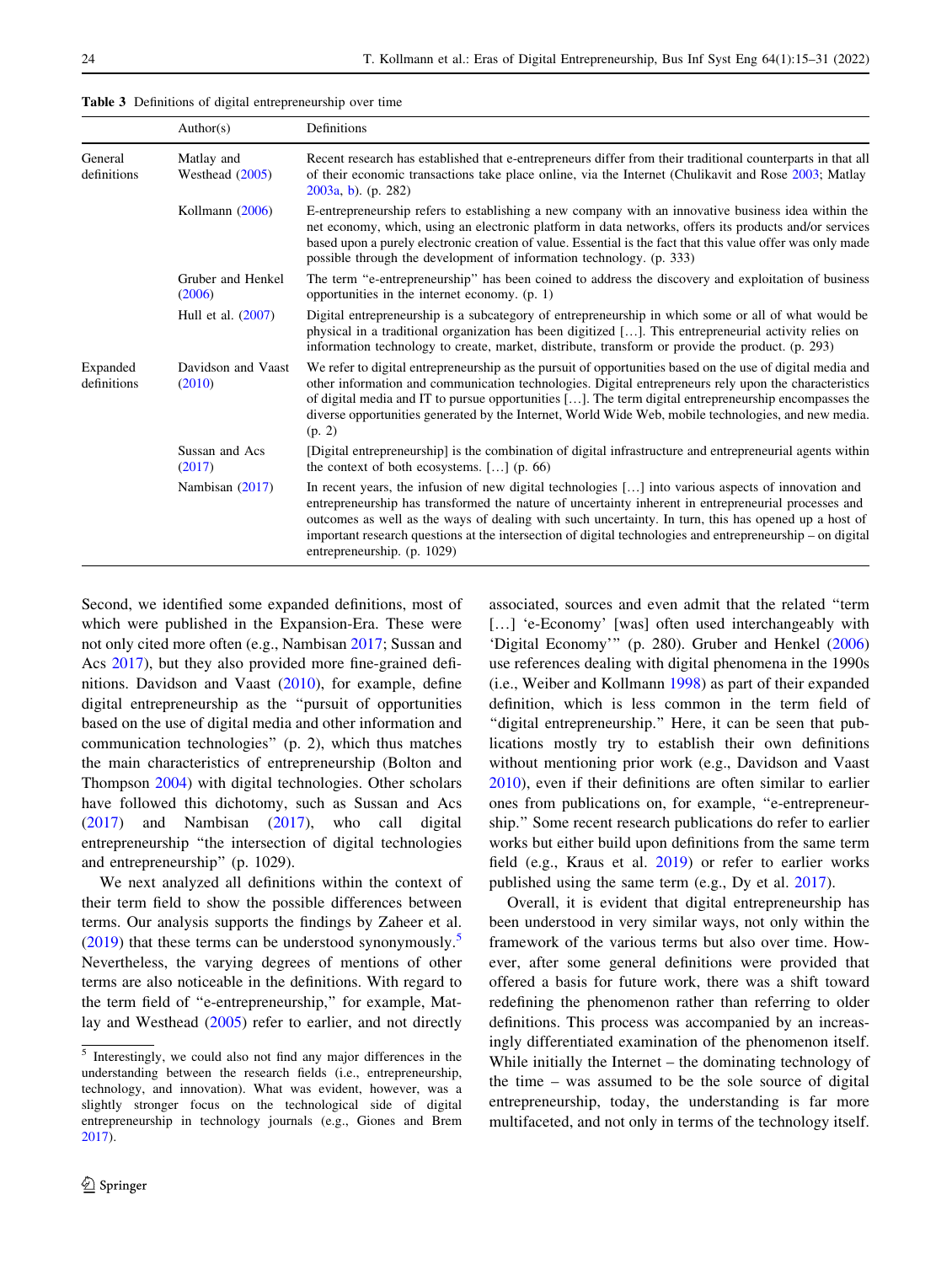**Table 3** Definitions of digital entrepreneurship over time

| | Author(s) | Definitions |
|---|---|---|
| General definitions | Matlay and Westhead (2005) | Recent research has established that e-entrepreneurs differ from their traditional counterparts in that all of their economic transactions take place online, via the Internet (Chulikavit and Rose 2003; Matlay 2003a, b). (p. 282) |
| | Kollmann (2006) | E-entrepreneurship refers to establishing a new company with an innovative business idea within the net economy, which, using an electronic platform in data networks, offers its products and/or services based upon a purely electronic creation of value. Essential is the fact that this value offer was only made possible through the development of information technology. (p. 333) |
| | Gruber and Henkel (2006) | The term "e-entrepreneurship" has been coined to address the discovery and exploitation of business opportunities in the internet economy. (p. 1) |
| | Hull et al. (2007) | Digital entrepreneurship is a subcategory of entrepreneurship in which some or all of what would be physical in a traditional organization has been digitized […]. This entrepreneurial activity relies on information technology to create, market, distribute, transform or provide the product. (p. 293) |
| Expanded definitions | Davidson and Vaast (2010) | We refer to digital entrepreneurship as the pursuit of opportunities based on the use of digital media and other information and communication technologies. Digital entrepreneurs rely upon the characteristics of digital media and IT to pursue opportunities […]. The term digital entrepreneurship encompasses the diverse opportunities generated by the Internet, World Wide Web, mobile technologies, and new media. (p. 2) |
| | Sussan and Acs (2017) | [Digital entrepreneurship] is the combination of digital infrastructure and entrepreneurial agents within the context of both ecosystems. […] (p. 66) |
| | Nambisan (2017) | In recent years, the infusion of new digital technologies […] into various aspects of innovation and entrepreneurship has transformed the nature of uncertainty inherent in entrepreneurial processes and outcomes as well as the ways of dealing with such uncertainty. In turn, this has opened up a host of important research questions at the intersection of digital technologies and entrepreneurship – on digital entrepreneurship. (p. 1029) |

Second, we identified some expanded definitions, most of which were published in the Expansion-Era. These were not only cited more often (e.g., Nambisan 2017; Sussan and Acs 2017), but they also provided more fine-grained definitions. Davidson and Vaast (2010), for example, define digital entrepreneurship as the "pursuit of opportunities based on the use of digital media and other information and communication technologies" (p. 2), which thus matches the main characteristics of entrepreneurship (Bolton and Thompson 2004) with digital technologies. Other scholars have followed this dichotomy, such as Sussan and Acs (2017) and Nambisan (2017), who call digital entrepreneurship "the intersection of digital technologies and entrepreneurship" (p. 1029).

We next analyzed all definitions within the context of their term field to show the possible differences between terms. Our analysis supports the findings by Zaheer et al. (2019) that these terms can be understood synonymously.[5] Nevertheless, the varying degrees of mentions of other terms are also noticeable in the definitions. With regard to the term field of "e-entrepreneurship," for example, Matlay and Westhead (2005) refer to earlier, and not directly associated, sources and even admit that the related "term […] 'e-Economy' [was] often used interchangeably with 'Digital Economy'" (p. 280). Gruber and Henkel (2006) use references dealing with digital phenomena in the 1990s (i.e., Weiber and Kollmann 1998) as part of their expanded definition, which is less common in the term field of "digital entrepreneurship." Here, it can be seen that publications mostly try to establish their own definitions without mentioning prior work (e.g., Davidson and Vaast 2010), even if their definitions are often similar to earlier ones from publications on, for example, "e-entrepreneurship." Some recent research publications do refer to earlier works but either build upon definitions from the same term field (e.g., Kraus et al. 2019) or refer to earlier works published using the same term (e.g., Dy et al. 2017).

Overall, it is evident that digital entrepreneurship has been understood in very similar ways, not only within the framework of the various terms but also over time. However, after some general definitions were provided that offered a basis for future work, there was a shift toward redefining the phenomenon rather than referring to older definitions. This process was accompanied by an increasingly differentiated examination of the phenomenon itself. While initially the Internet – the dominating technology of the time – was assumed to be the sole source of digital entrepreneurship, today, the understanding is far more multifaceted, and not only in terms of the technology itself.

[5] Interestingly, we could also not find any major differences in the understanding between the research fields (i.e., entrepreneurship, technology, and innovation). What was evident, however, was a slightly stronger focus on the technological side of digital entrepreneurship in technology journals (e.g., Giones and Brem 2017).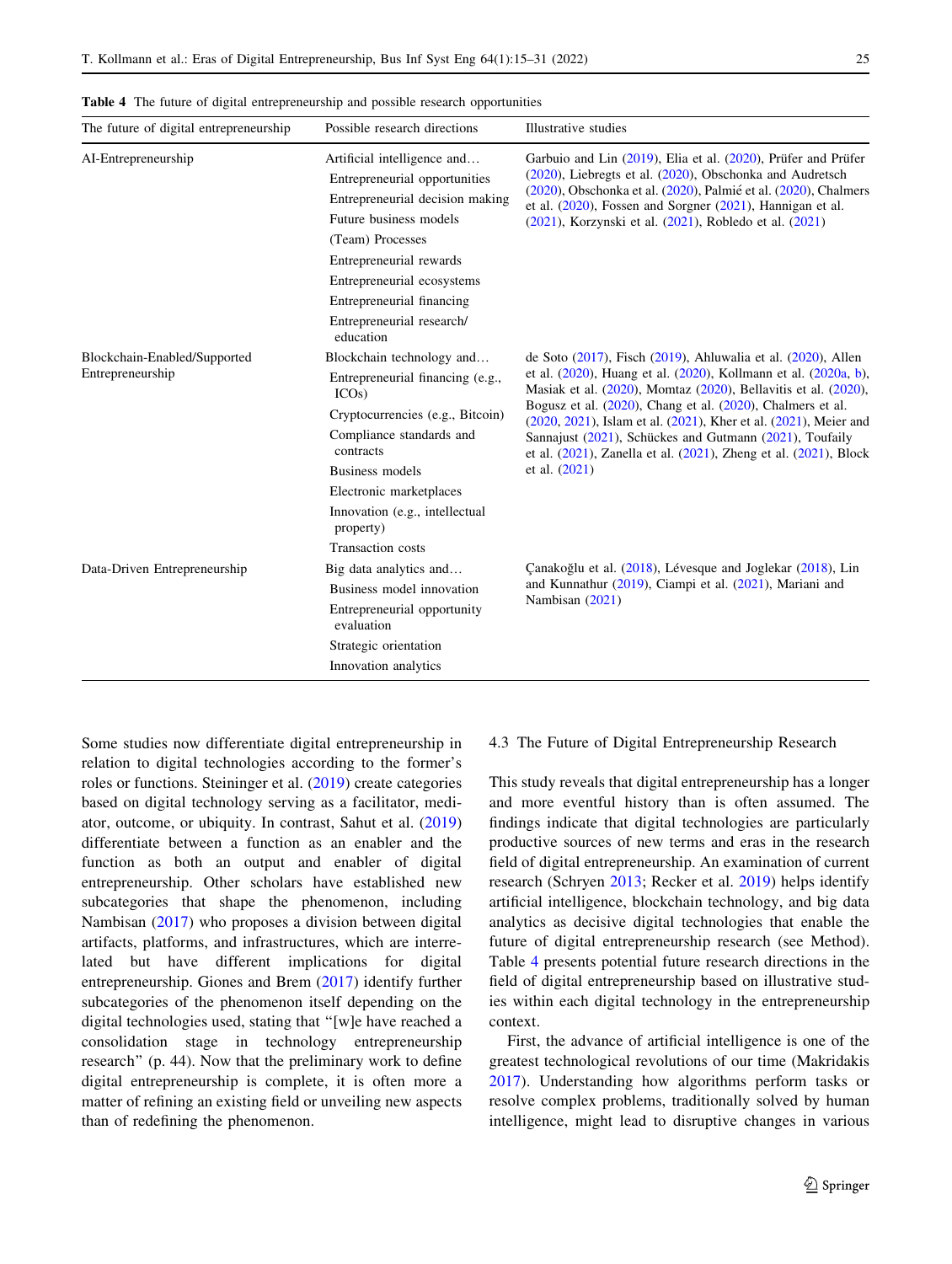**Table 4** The future of digital entrepreneurship and possible research opportunities

| The future of digital entrepreneurship | Possible research directions | Illustrative studies |
|---|---|---|
| AI-Entrepreneurship | Artificial intelligence and… | Garbuio and Lin (2019), Elia et al. (2020), Prüfer and Prüfer (2020), Liebregts et al. (2020), Obschonka and Audretsch (2020), Obschonka et al. (2020), Palmié et al. (2020), Chalmers et al. (2020), Fossen and Sorgner (2021), Hannigan et al. (2021), Korzynski et al. (2021), Robledo et al. (2021) |
| | Entrepreneurial opportunities | |
| | Entrepreneurial decision making | |
| | Future business models | |
| | (Team) Processes | |
| | Entrepreneurial rewards | |
| | Entrepreneurial ecosystems | |
| | Entrepreneurial financing | |
| | Entrepreneurial research/ education | |
| Blockchain-Enabled/Supported Entrepreneurship | Blockchain technology and… | de Soto (2017), Fisch (2019), Ahluwalia et al. (2020), Allen et al. (2020), Huang et al. (2020), Kollmann et al. (2020a, b), Masiak et al. (2020), Momtaz (2020), Bellavitis et al. (2020), Bogusz et al. (2020), Chang et al. (2020), Chalmers et al. (2020, 2021), Islam et al. (2021), Kher et al. (2021), Meier and Sannajust (2021), Schückes and Gutmann (2021), Toufaily et al. (2021), Zanella et al. (2021), Zheng et al. (2021), Block et al. (2021) |
| | Entrepreneurial financing (e.g., ICOs) | |
| | Cryptocurrencies (e.g., Bitcoin) | |
| | Compliance standards and contracts | |
| | Business models | |
| | Electronic marketplaces | |
| | Innovation (e.g., intellectual property) | |
| | Transaction costs | |
| Data-Driven Entrepreneurship | Big data analytics and… | Çanakoğlu et al. (2018), Lévesque and Joglekar (2018), Lin and Kunnathur (2019), Ciampi et al. (2021), Mariani and Nambisan (2021) |
| | Business model innovation | |
| | Entrepreneurial opportunity evaluation | |
| | Strategic orientation | |
| | Innovation analytics | |

Some studies now differentiate digital entrepreneurship in relation to digital technologies according to the former's roles or functions. Steininger et al. (2019) create categories based on digital technology serving as a facilitator, mediator, outcome, or ubiquity. In contrast, Sahut et al. (2019) differentiate between a function as an enabler and the function as both an output and enabler of digital entrepreneurship. Other scholars have established new subcategories that shape the phenomenon, including Nambisan (2017) who proposes a division between digital artifacts, platforms, and infrastructures, which are interrelated but have different implications for digital entrepreneurship. Giones and Brem (2017) identify further subcategories of the phenomenon itself depending on the digital technologies used, stating that "[w]e have reached a consolidation stage in technology entrepreneurship research" (p. 44). Now that the preliminary work to define digital entrepreneurship is complete, it is often more a matter of refining an existing field or unveiling new aspects than of redefining the phenomenon.

### 4.3 The Future of Digital Entrepreneurship Research

This study reveals that digital entrepreneurship has a longer and more eventful history than is often assumed. The findings indicate that digital technologies are particularly productive sources of new terms and eras in the research field of digital entrepreneurship. An examination of current research (Schryen 2013; Recker et al. 2019) helps identify artificial intelligence, blockchain technology, and big data analytics as decisive digital technologies that enable the future of digital entrepreneurship research (see Method). Table 4 presents potential future research directions in the field of digital entrepreneurship based on illustrative studies within each digital technology in the entrepreneurship context.

First, the advance of artificial intelligence is one of the greatest technological revolutions of our time (Makridakis 2017). Understanding how algorithms perform tasks or resolve complex problems, traditionally solved by human intelligence, might lead to disruptive changes in various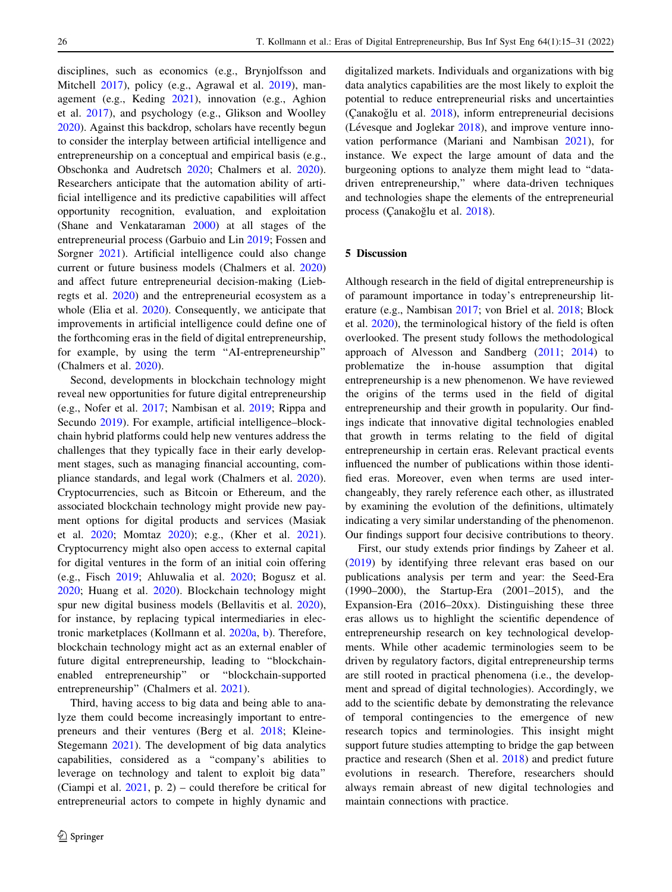disciplines, such as economics (e.g., Brynjolfsson and Mitchell 2017), policy (e.g., Agrawal et al. 2019), management (e.g., Keding 2021), innovation (e.g., Aghion et al. 2017), and psychology (e.g., Glikson and Woolley 2020). Against this backdrop, scholars have recently begun to consider the interplay between artificial intelligence and entrepreneurship on a conceptual and empirical basis (e.g., Obschonka and Audretsch 2020; Chalmers et al. 2020). Researchers anticipate that the automation ability of artificial intelligence and its predictive capabilities will affect opportunity recognition, evaluation, and exploitation (Shane and Venkataraman 2000) at all stages of the entrepreneurial process (Garbuio and Lin 2019; Fossen and Sorgner 2021). Artificial intelligence could also change current or future business models (Chalmers et al. 2020) and affect future entrepreneurial decision-making (Liebregts et al. 2020) and the entrepreneurial ecosystem as a whole (Elia et al. 2020). Consequently, we anticipate that improvements in artificial intelligence could define one of the forthcoming eras in the field of digital entrepreneurship, for example, by using the term "AI-entrepreneurship" (Chalmers et al. 2020).

Second, developments in blockchain technology might reveal new opportunities for future digital entrepreneurship (e.g., Nofer et al. 2017; Nambisan et al. 2019; Rippa and Secundo 2019). For example, artificial intelligence–blockchain hybrid platforms could help new ventures address the challenges that they typically face in their early development stages, such as managing financial accounting, compliance standards, and legal work (Chalmers et al. 2020). Cryptocurrencies, such as Bitcoin or Ethereum, and the associated blockchain technology might provide new payment options for digital products and services (Masiak et al. 2020; Momtaz 2020); e.g., (Kher et al. 2021). Cryptocurrency might also open access to external capital for digital ventures in the form of an initial coin offering (e.g., Fisch 2019; Ahluwalia et al. 2020; Bogusz et al. 2020; Huang et al. 2020). Blockchain technology might spur new digital business models (Bellavitis et al. 2020), for instance, by replacing typical intermediaries in electronic marketplaces (Kollmann et al. 2020a, b). Therefore, blockchain technology might act as an external enabler of future digital entrepreneurship, leading to "blockchain-enabled entrepreneurship" or "blockchain-supported entrepreneurship" (Chalmers et al. 2021).

Third, having access to big data and being able to analyze them could become increasingly important to entrepreneurs and their ventures (Berg et al. 2018; Kleine-Stegemann 2021). The development of big data analytics capabilities, considered as a "company's abilities to leverage on technology and talent to exploit big data" (Ciampi et al. 2021, p. 2) – could therefore be critical for entrepreneurial actors to compete in highly dynamic and digitalized markets. Individuals and organizations with big data analytics capabilities are the most likely to exploit the potential to reduce entrepreneurial risks and uncertainties (Çanakoğlu et al. 2018), inform entrepreneurial decisions (Lévesque and Joglekar 2018), and improve venture innovation performance (Mariani and Nambisan 2021), for instance. We expect the large amount of data and the burgeoning options to analyze them might lead to "data-driven entrepreneurship," where data-driven techniques and technologies shape the elements of the entrepreneurial process (Çanakoğlu et al. 2018).

## 5 Discussion

Although research in the field of digital entrepreneurship is of paramount importance in today's entrepreneurship literature (e.g., Nambisan 2017; von Briel et al. 2018; Block et al. 2020), the terminological history of the field is often overlooked. The present study follows the methodological approach of Alvesson and Sandberg (2011; 2014) to problematize the in-house assumption that digital entrepreneurship is a new phenomenon. We have reviewed the origins of the terms used in the field of digital entrepreneurship and their growth in popularity. Our findings indicate that innovative digital technologies enabled that growth in terms relating to the field of digital entrepreneurship in certain eras. Relevant practical events influenced the number of publications within those identified eras. Moreover, even when terms are used interchangeably, they rarely reference each other, as illustrated by examining the evolution of the definitions, ultimately indicating a very similar understanding of the phenomenon. Our findings support four decisive contributions to theory.

First, our study extends prior findings by Zaheer et al. (2019) by identifying three relevant eras based on our publications analysis per term and year: the Seed-Era (1990–2000), the Startup-Era (2001–2015), and the Expansion-Era (2016–20xx). Distinguishing these three eras allows us to highlight the scientific dependence of entrepreneurship research on key technological developments. While other academic terminologies seem to be driven by regulatory factors, digital entrepreneurship terms are still rooted in practical phenomena (i.e., the development and spread of digital technologies). Accordingly, we add to the scientific debate by demonstrating the relevance of temporal contingencies to the emergence of new research topics and terminologies. This insight might support future studies attempting to bridge the gap between practice and research (Shen et al. 2018) and predict future evolutions in research. Therefore, researchers should always remain abreast of new digital technologies and maintain connections with practice.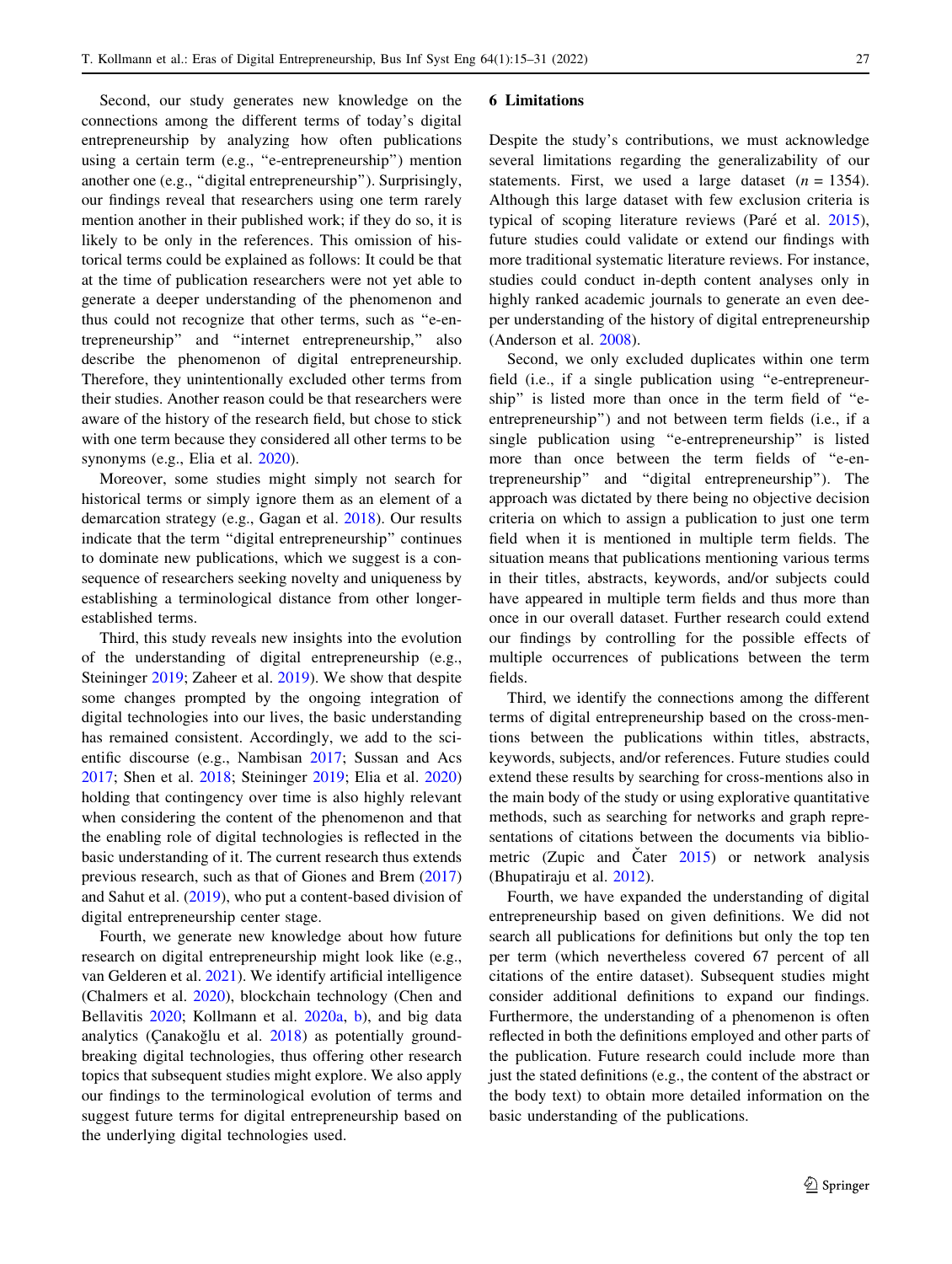Second, our study generates new knowledge on the connections among the different terms of today's digital entrepreneurship by analyzing how often publications using a certain term (e.g., "e-entrepreneurship") mention another one (e.g., "digital entrepreneurship"). Surprisingly, our findings reveal that researchers using one term rarely mention another in their published work; if they do so, it is likely to be only in the references. This omission of historical terms could be explained as follows: It could be that at the time of publication researchers were not yet able to generate a deeper understanding of the phenomenon and thus could not recognize that other terms, such as "e-entrepreneurship" and "internet entrepreneurship," also describe the phenomenon of digital entrepreneurship. Therefore, they unintentionally excluded other terms from their studies. Another reason could be that researchers were aware of the history of the research field, but chose to stick with one term because they considered all other terms to be synonyms (e.g., Elia et al. 2020).

Moreover, some studies might simply not search for historical terms or simply ignore them as an element of a demarcation strategy (e.g., Gagan et al. 2018). Our results indicate that the term "digital entrepreneurship" continues to dominate new publications, which we suggest is a consequence of researchers seeking novelty and uniqueness by establishing a terminological distance from other longer-established terms.

Third, this study reveals new insights into the evolution of the understanding of digital entrepreneurship (e.g., Steininger 2019; Zaheer et al. 2019). We show that despite some changes prompted by the ongoing integration of digital technologies into our lives, the basic understanding has remained consistent. Accordingly, we add to the scientific discourse (e.g., Nambisan 2017; Sussan and Acs 2017; Shen et al. 2018; Steininger 2019; Elia et al. 2020) holding that contingency over time is also highly relevant when considering the content of the phenomenon and that the enabling role of digital technologies is reflected in the basic understanding of it. The current research thus extends previous research, such as that of Giones and Brem (2017) and Sahut et al. (2019), who put a content-based division of digital entrepreneurship center stage.

Fourth, we generate new knowledge about how future research on digital entrepreneurship might look like (e.g., van Gelderen et al. 2021). We identify artificial intelligence (Chalmers et al. 2020), blockchain technology (Chen and Bellavitis 2020; Kollmann et al. 2020a, b), and big data analytics (Çanakoğlu et al. 2018) as potentially groundbreaking digital technologies, thus offering other research topics that subsequent studies might explore. We also apply our findings to the terminological evolution of terms and suggest future terms for digital entrepreneurship based on the underlying digital technologies used.

## 6 Limitations

Despite the study's contributions, we must acknowledge several limitations regarding the generalizability of our statements. First, we used a large dataset ($n = 1354$). Although this large dataset with few exclusion criteria is typical of scoping literature reviews (Paré et al. 2015), future studies could validate or extend our findings with more traditional systematic literature reviews. For instance, studies could conduct in-depth content analyses only in highly ranked academic journals to generate an even deeper understanding of the history of digital entrepreneurship (Anderson et al. 2008).

Second, we only excluded duplicates within one term field (i.e., if a single publication using "e-entrepreneurship" is listed more than once in the term field of "e-entrepreneurship") and not between term fields (i.e., if a single publication using "e-entrepreneurship" is listed more than once between the term fields of "e-entrepreneurship" and "digital entrepreneurship"). The approach was dictated by there being no objective decision criteria on which to assign a publication to just one term field when it is mentioned in multiple term fields. The situation means that publications mentioning various terms in their titles, abstracts, keywords, and/or subjects could have appeared in multiple term fields and thus more than once in our overall dataset. Further research could extend our findings by controlling for the possible effects of multiple occurrences of publications between the term fields.

Third, we identify the connections among the different terms of digital entrepreneurship based on the cross-mentions between the publications within titles, abstracts, keywords, subjects, and/or references. Future studies could extend these results by searching for cross-mentions also in the main body of the study or using explorative quantitative methods, such as searching for networks and graph representations of citations between the documents via bibliometric (Zupic and Čater 2015) or network analysis (Bhupatiraju et al. 2012).

Fourth, we have expanded the understanding of digital entrepreneurship based on given definitions. We did not search all publications for definitions but only the top ten per term (which nevertheless covered 67 percent of all citations of the entire dataset). Subsequent studies might consider additional definitions to expand our findings. Furthermore, the understanding of a phenomenon is often reflected in both the definitions employed and other parts of the publication. Future research could include more than just the stated definitions (e.g., the content of the abstract or the body text) to obtain more detailed information on the basic understanding of the publications.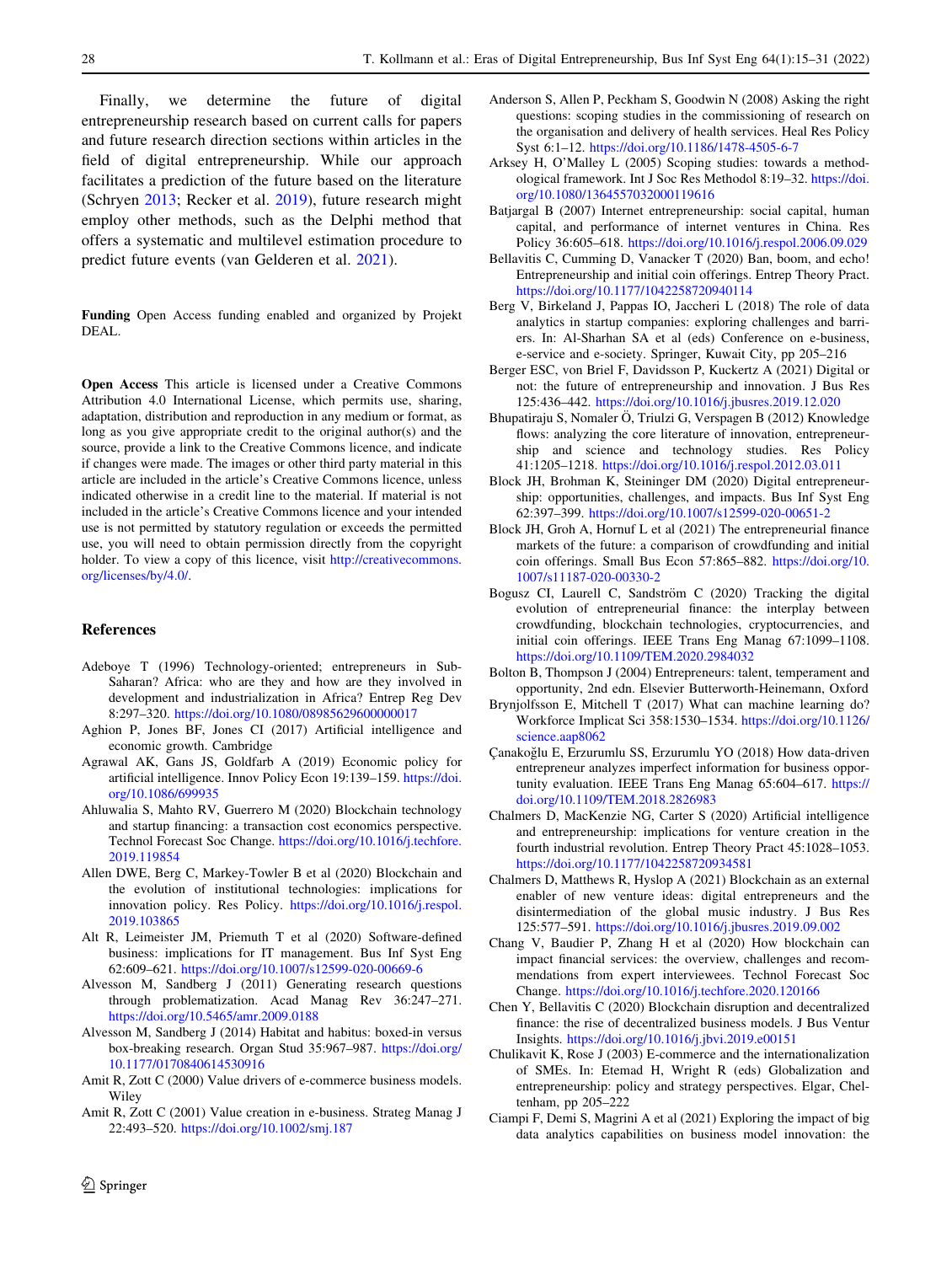Finally, we determine the future of digital entrepreneurship research based on current calls for papers and future research direction sections within articles in the field of digital entrepreneurship. While our approach facilitates a prediction of the future based on the literature (Schryen 2013; Recker et al. 2019), future research might employ other methods, such as the Delphi method that offers a systematic and multilevel estimation procedure to predict future events (van Gelderen et al. 2021).

**Funding** Open Access funding enabled and organized by Projekt DEAL.

**Open Access** This article is licensed under a Creative Commons Attribution 4.0 International License, which permits use, sharing, adaptation, distribution and reproduction in any medium or format, as long as you give appropriate credit to the original author(s) and the source, provide a link to the Creative Commons licence, and indicate if changes were made. The images or other third party material in this article are included in the article's Creative Commons licence, unless indicated otherwise in a credit line to the material. If material is not included in the article's Creative Commons licence and your intended use is not permitted by statutory regulation or exceeds the permitted use, you will need to obtain permission directly from the copyright holder. To view a copy of this licence, visit http://creativecommons.org/licenses/by/4.0/.

## References

Adeboye T (1996) Technology-oriented; entrepreneurs in Sub-Saharan? Africa: who are they and how are they involved in development and industrialization in Africa? Entrep Reg Dev 8:297–320. https://doi.org/10.1080/08985629600000017

Aghion P, Jones BF, Jones CI (2017) Artificial intelligence and economic growth. Cambridge

Agrawal AK, Gans JS, Goldfarb A (2019) Economic policy for artificial intelligence. Innov Policy Econ 19:139–159. https://doi.org/10.1086/699935

Ahluwalia S, Mahto RV, Guerrero M (2020) Blockchain technology and startup financing: a transaction cost economics perspective. Technol Forecast Soc Change. https://doi.org/10.1016/j.techfore.2019.119854

Allen DWE, Berg C, Markey-Towler B et al (2020) Blockchain and the evolution of institutional technologies: implications for innovation policy. Res Policy. https://doi.org/10.1016/j.respol.2019.103865

Alt R, Leimeister JM, Priemuth T et al (2020) Software-defined business: implications for IT management. Bus Inf Syst Eng 62:609–621. https://doi.org/10.1007/s12599-020-00669-6

Alvesson M, Sandberg J (2011) Generating research questions through problematization. Acad Manag Rev 36:247–271. https://doi.org/10.5465/amr.2009.0188

Alvesson M, Sandberg J (2014) Habitat and habitus: boxed-in versus box-breaking research. Organ Stud 35:967–987. https://doi.org/10.1177/0170840614530916

Amit R, Zott C (2000) Value drivers of e-commerce business models. Wiley

Amit R, Zott C (2001) Value creation in e-business. Strateg Manag J 22:493–520. https://doi.org/10.1002/smj.187

Anderson S, Allen P, Peckham S, Goodwin N (2008) Asking the right questions: scoping studies in the commissioning of research on the organisation and delivery of health services. Heal Res Policy Syst 6:1–12. https://doi.org/10.1186/1478-4505-6-7

Arksey H, O'Malley L (2005) Scoping studies: towards a methodological framework. Int J Soc Res Methodol 8:19–32. https://doi.org/10.1080/1364557032000119616

Batjargal B (2007) Internet entrepreneurship: social capital, human capital, and performance of internet ventures in China. Res Policy 36:605–618. https://doi.org/10.1016/j.respol.2006.09.029

Bellavitis C, Cumming D, Vanacker T (2020) Ban, boom, and echo! Entrepreneurship and initial coin offerings. Entrep Theory Pract. https://doi.org/10.1177/1042258720940114

Berg V, Birkeland J, Pappas IO, Jaccheri L (2018) The role of data analytics in startup companies: exploring challenges and barriers. In: Al-Sharhan SA et al (eds) Conference on e-business, e-service and e-society. Springer, Kuwait City, pp 205–216

Berger ESC, von Briel F, Davidsson P, Kuckertz A (2021) Digital or not: the future of entrepreneurship and innovation. J Bus Res 125:436–442. https://doi.org/10.1016/j.jbusres.2019.12.020

Bhupatiraju S, Nomaler Ö, Triulzi G, Verspagen B (2012) Knowledge flows: analyzing the core literature of innovation, entrepreneurship and science and technology studies. Res Policy 41:1205–1218. https://doi.org/10.1016/j.respol.2012.03.011

Block JH, Brohman K, Steininger DM (2020) Digital entrepreneurship: opportunities, challenges, and impacts. Bus Inf Syst Eng 62:397–399. https://doi.org/10.1007/s12599-020-00651-2

Block JH, Groh A, Hornuf L et al (2021) The entrepreneurial finance markets of the future: a comparison of crowdfunding and initial coin offerings. Small Bus Econ 57:865–882. https://doi.org/10.1007/s11187-020-00330-2

Bogusz CI, Laurell C, Sandström C (2020) Tracking the digital evolution of entrepreneurial finance: the interplay between crowdfunding, blockchain technologies, cryptocurrencies, and initial coin offerings. IEEE Trans Eng Manag 67:1099–1108. https://doi.org/10.1109/TEM.2020.2984032

Bolton B, Thompson J (2004) Entrepreneurs: talent, temperament and opportunity, 2nd edn. Elsevier Butterworth-Heinemann, Oxford

Brynjolfsson E, Mitchell T (2017) What can machine learning do? Workforce Implicat Sci 358:1530–1534. https://doi.org/10.1126/science.aap8062

Çanakoğlu E, Erzurumlu SS, Erzurumlu YO (2018) How data-driven entrepreneur analyzes imperfect information for business opportunity evaluation. IEEE Trans Eng Manag 65:604–617. https://doi.org/10.1109/TEM.2018.2826983

Chalmers D, MacKenzie NG, Carter S (2020) Artificial intelligence and entrepreneurship: implications for venture creation in the fourth industrial revolution. Entrep Theory Pract 45:1028–1053. https://doi.org/10.1177/1042258720934581

Chalmers D, Matthews R, Hyslop A (2021) Blockchain as an external enabler of new venture ideas: digital entrepreneurs and the disintermediation of the global music industry. J Bus Res 125:577–591. https://doi.org/10.1016/j.jbusres.2019.09.002

Chang V, Baudier P, Zhang H et al (2020) How blockchain can impact financial services: the overview, challenges and recommendations from expert interviewees. Technol Forecast Soc Change. https://doi.org/10.1016/j.techfore.2020.120166

Chen Y, Bellavitis C (2020) Blockchain disruption and decentralized finance: the rise of decentralized business models. J Bus Ventur Insights. https://doi.org/10.1016/j.jbvi.2019.e00151

Chulikavit K, Rose J (2003) E-commerce and the internationalization of SMEs. In: Etemad H, Wright R (eds) Globalization and entrepreneurship: policy and strategy perspectives. Elgar, Cheltenham, pp 205–222

Ciampi F, Demi S, Magrini A et al (2021) Exploring the impact of big data analytics capabilities on business model innovation: the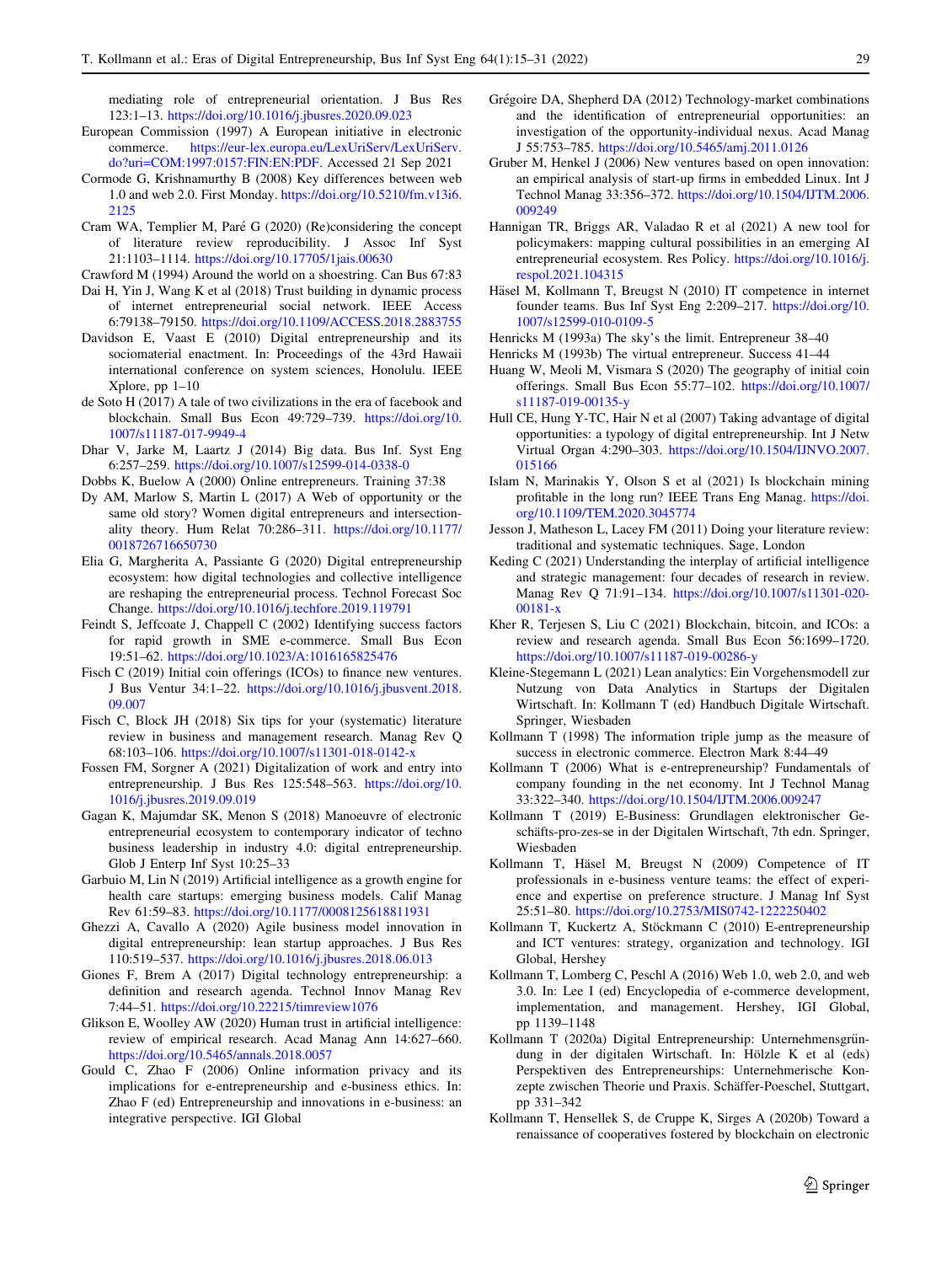mediating role of entrepreneurial orientation. J Bus Res 123:1–13. https://doi.org/10.1016/j.jbusres.2020.09.023

European Commission (1997) A European initiative in electronic commerce. https://eur-lex.europa.eu/LexUriServ/LexUriServ.do?uri=COM:1997:0157:FIN:EN:PDF. Accessed 21 Sep 2021

Cormode G, Krishnamurthy B (2008) Key differences between web 1.0 and web 2.0. First Monday. https://doi.org/10.5210/fm.v13i6.2125

Cram WA, Templier M, Paré G (2020) (Re)considering the concept of literature review reproducibility. J Assoc Inf Syst 21:1103–1114. https://doi.org/10.17705/1jais.00630

Crawford M (1994) Around the world on a shoestring. Can Bus 67:83

Dai H, Yin J, Wang K et al (2018) Trust building in dynamic process of internet entrepreneurial social network. IEEE Access 6:79138–79150. https://doi.org/10.1109/ACCESS.2018.2883755

Davidson E, Vaast E (2010) Digital entrepreneurship and its sociomaterial enactment. In: Proceedings of the 43rd Hawaii international conference on system sciences, Honolulu. IEEE Xplore, pp 1–10

de Soto H (2017) A tale of two civilizations in the era of facebook and blockchain. Small Bus Econ 49:729–739. https://doi.org/10.1007/s11187-017-9949-4

Dhar V, Jarke M, Laartz J (2014) Big data. Bus Inf. Syst Eng 6:257–259. https://doi.org/10.1007/s12599-014-0338-0

Dobbs K, Buelow A (2000) Online entrepreneurs. Training 37:38

Dy AM, Marlow S, Martin L (2017) A Web of opportunity or the same old story? Women digital entrepreneurs and intersectionality theory. Hum Relat 70:286–311. https://doi.org/10.1177/0018726716650730

Elia G, Margherita A, Passiante G (2020) Digital entrepreneurship ecosystem: how digital technologies and collective intelligence are reshaping the entrepreneurial process. Technol Forecast Soc Change. https://doi.org/10.1016/j.techfore.2019.119791

Feindt S, Jeffcoate J, Chappell C (2002) Identifying success factors for rapid growth in SME e-commerce. Small Bus Econ 19:51–62. https://doi.org/10.1023/A:1016165825476

Fisch C (2019) Initial coin offerings (ICOs) to finance new ventures. J Bus Ventur 34:1–22. https://doi.org/10.1016/j.jbusvent.2018.09.007

Fisch C, Block JH (2018) Six tips for your (systematic) literature review in business and management research. Manag Rev Q 68:103–106. https://doi.org/10.1007/s11301-018-0142-x

Fossen FM, Sorgner A (2021) Digitalization of work and entry into entrepreneurship. J Bus Res 125:548–563. https://doi.org/10.1016/j.jbusres.2019.09.019

Gagan K, Majumdar SK, Menon S (2018) Manoeuvre of electronic entrepreneurial ecosystem to contemporary indicator of techno business leadership in industry 4.0: digital entrepreneurship. Glob J Enterp Inf Syst 10:25–33

Garbuio M, Lin N (2019) Artificial intelligence as a growth engine for health care startups: emerging business models. Calif Manag Rev 61:59–83. https://doi.org/10.1177/0008125618811931

Ghezzi A, Cavallo A (2020) Agile business model innovation in digital entrepreneurship: lean startup approaches. J Bus Res 110:519–537. https://doi.org/10.1016/j.jbusres.2018.06.013

Giones F, Brem A (2017) Digital technology entrepreneurship: a definition and research agenda. Technol Innov Manag Rev 7:44–51. https://doi.org/10.22215/timreview1076

Glikson E, Woolley AW (2020) Human trust in artificial intelligence: review of empirical research. Acad Manag Ann 14:627–660. https://doi.org/10.5465/annals.2018.0057

Gould C, Zhao F (2006) Online information privacy and its implications for e-entrepreneurship and e-business ethics. In: Zhao F (ed) Entrepreneurship and innovations in e-business: an integrative perspective. IGI Global

Grégoire DA, Shepherd DA (2012) Technology-market combinations and the identification of entrepreneurial opportunities: an investigation of the opportunity-individual nexus. Acad Manag J 55:753–785. https://doi.org/10.5465/amj.2011.0126

Gruber M, Henkel J (2006) New ventures based on open innovation: an empirical analysis of start-up firms in embedded Linux. Int J Technol Manag 33:356–372. https://doi.org/10.1504/IJTM.2006.009249

Hannigan TR, Briggs AR, Valadao R et al (2021) A new tool for policymakers: mapping cultural possibilities in an emerging AI entrepreneurial ecosystem. Res Policy. https://doi.org/10.1016/j.respol.2021.104315

Häsel M, Kollmann T, Breugst N (2010) IT competence in internet founder teams. Bus Inf Syst Eng 2:209–217. https://doi.org/10.1007/s12599-010-0109-5

Henricks M (1993a) The sky's the limit. Entrepreneur 38–40

Henricks M (1993b) The virtual entrepreneur. Success 41–44

Huang W, Meoli M, Vismara S (2020) The geography of initial coin offerings. Small Bus Econ 55:77–102. https://doi.org/10.1007/s11187-019-00135-y

Hull CE, Hung Y-TC, Hair N et al (2007) Taking advantage of digital opportunities: a typology of digital entrepreneurship. Int J Netw Virtual Organ 4:290–303. https://doi.org/10.1504/IJNVO.2007.015166

Islam N, Marinakis Y, Olson S et al (2021) Is blockchain mining profitable in the long run? IEEE Trans Eng Manag. https://doi.org/10.1109/TEM.2020.3045774

Jesson J, Matheson L, Lacey FM (2011) Doing your literature review: traditional and systematic techniques. Sage, London

Keding C (2021) Understanding the interplay of artificial intelligence and strategic management: four decades of research in review. Manag Rev Q 71:91–134. https://doi.org/10.1007/s11301-020-00181-x

Kher R, Terjesen S, Liu C (2021) Blockchain, bitcoin, and ICOs: a review and research agenda. Small Bus Econ 56:1699–1720. https://doi.org/10.1007/s11187-019-00286-y

Kleine-Stegemann L (2021) Lean analytics: Ein Vorgehensmodell zur Nutzung von Data Analytics in Startups der Digitalen Wirtschaft. In: Kollmann T (ed) Handbuch Digitale Wirtschaft. Springer, Wiesbaden

Kollmann T (1998) The information triple jump as the measure of success in electronic commerce. Electron Mark 8:44–49

Kollmann T (2006) What is e-entrepreneurship? Fundamentals of company founding in the net economy. Int J Technol Manag 33:322–340. https://doi.org/10.1504/IJTM.2006.009247

Kollmann T (2019) E-Business: Grundlagen elektronischer Geschäfts-pro-zes-se in der Digitalen Wirtschaft, 7th edn. Springer, Wiesbaden

Kollmann T, Häsel M, Breugst N (2009) Competence of IT professionals in e-business venture teams: the effect of experience and expertise on preference structure. J Manag Inf Syst 25:51–80. https://doi.org/10.2753/MIS0742-1222250402

Kollmann T, Kuckertz A, Stöckmann C (2010) E-entrepreneurship and ICT ventures: strategy, organization and technology. IGI Global, Hershey

Kollmann T, Lomberg C, Peschl A (2016) Web 1.0, web 2.0, and web 3.0. In: Lee I (ed) Encyclopedia of e-commerce development, implementation, and management. Hershey, IGI Global, pp 1139–1148

Kollmann T (2020a) Digital Entrepreneurship: Unternehmensgründung in der digitalen Wirtschaft. In: Hölzle K et al (eds) Perspektiven des Entrepreneurships: Unternehmerische Konzepte zwischen Theorie und Praxis. Schäffer-Poeschel, Stuttgart, pp 331–342

Kollmann T, Hensellek S, de Cruppe K, Sirges A (2020b) Toward a renaissance of cooperatives fostered by blockchain on electronic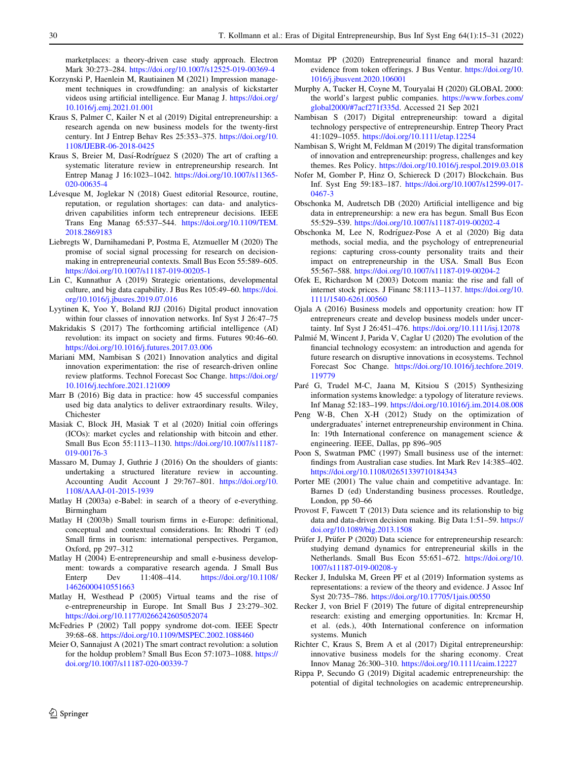marketplaces: a theory-driven case study approach. Electron Mark 30:273–284. https://doi.org/10.1007/s12525-019-00369-4

Korzynski P, Haenlein M, Rautiainen M (2021) Impression management techniques in crowdfunding: an analysis of kickstarter videos using artificial intelligence. Eur Manag J. https://doi.org/10.1016/j.emj.2021.01.001

Kraus S, Palmer C, Kailer N et al (2019) Digital entrepreneurship: a research agenda on new business models for the twenty-first century. Int J Entrep Behav Res 25:353–375. https://doi.org/10.1108/IJEBR-06-2018-0425

Kraus S, Breier M, Dasí-Rodríguez S (2020) The art of crafting a systematic literature review in entrepreneurship research. Int Entrep Manag J 16:1023–1042. https://doi.org/10.1007/s11365-020-00635-4

Lévesque M, Joglekar N (2018) Guest editorial Resource, routine, reputation, or regulation shortages: can data- and analytics-driven capabilities inform tech entrepreneur decisions. IEEE Trans Eng Manag 65:537–544. https://doi.org/10.1109/TEM.2018.2869183

Liebregts W, Darnihamedani P, Postma E, Atzmueller M (2020) The promise of social signal processing for research on decision-making in entrepreneurial contexts. Small Bus Econ 55:589–605. https://doi.org/10.1007/s11187-019-00205-1

Lin C, Kunnathur A (2019) Strategic orientations, developmental culture, and big data capability. J Bus Res 105:49–60. https://doi.org/10.1016/j.jbusres.2019.07.016

Lyytinen K, Yoo Y, Boland RJJ (2016) Digital product innovation within four classes of innovation networks. Inf Syst J 26:47–75

Makridakis S (2017) The forthcoming artificial intelligence (AI) revolution: its impact on society and firms. Futures 90:46–60. https://doi.org/10.1016/j.futures.2017.03.006

Mariani MM, Nambisan S (2021) Innovation analytics and digital innovation experimentation: the rise of research-driven online review platforms. Technol Forecast Soc Change. https://doi.org/10.1016/j.techfore.2021.121009

Marr B (2016) Big data in practice: how 45 successful companies used big data analytics to deliver extraordinary results. Wiley, Chichester

Masiak C, Block JH, Masiak T et al (2020) Initial coin offerings (ICOs): market cycles and relationship with bitcoin and ether. Small Bus Econ 55:1113–1130. https://doi.org/10.1007/s11187-019-00176-3

Massaro M, Dumay J, Guthrie J (2016) On the shoulders of giants: undertaking a structured literature review in accounting. Accounting Audit Account J 29:767–801. https://doi.org/10.1108/AAAJ-01-2015-1939

Matlay H (2003a) e-Babel: in search of a theory of e-everything. Birmingham

Matlay H (2003b) Small tourism firms in e-Europe: definitional, conceptual and contextual considerations. In: Rhodri T (ed) Small firms in tourism: international perspectives. Pergamon, Oxford, pp 297–312

Matlay H (2004) E-entrepreneurship and small e-business development: towards a comparative research agenda. J Small Bus Enterp Dev 11:408–414. https://doi.org/10.1108/14626000410551663

Matlay H, Westhead P (2005) Virtual teams and the rise of e-entrepreneurship in Europe. Int Small Bus J 23:279–302. https://doi.org/10.1177/0266242605052074

McFedries P (2002) Tall poppy syndrome dot-com. IEEE Spectr 39:68–68. https://doi.org/10.1109/MSPEC.2002.1088460

Meier O, Sannajust A (2021) The smart contract revolution: a solution for the holdup problem? Small Bus Econ 57:1073–1088. https://doi.org/10.1007/s11187-020-00339-7

Momtaz PP (2020) Entrepreneurial finance and moral hazard: evidence from token offerings. J Bus Ventur. https://doi.org/10.1016/j.jbusvent.2020.106001

Murphy A, Tucker H, Coyne M, Touryalai H (2020) GLOBAL 2000: the world's largest public companies. https://www.forbes.com/global2000/#7acf271f335d. Accessed 21 Sep 2021

Nambisan S (2017) Digital entrepreneurship: toward a digital technology perspective of entrepreneurship. Entrep Theory Pract 41:1029–1055. https://doi.org/10.1111/etap.12254

Nambisan S, Wright M, Feldman M (2019) The digital transformation of innovation and entrepreneurship: progress, challenges and key themes. Res Policy. https://doi.org/10.1016/j.respol.2019.03.018

Nofer M, Gomber P, Hinz O, Schiereck D (2017) Blockchain. Bus Inf. Syst Eng 59:183–187. https://doi.org/10.1007/s12599-017-0467-3

Obschonka M, Audretsch DB (2020) Artificial intelligence and big data in entrepreneurship: a new era has begun. Small Bus Econ 55:529–539. https://doi.org/10.1007/s11187-019-00202-4

Obschonka M, Lee N, Rodríguez-Pose A et al (2020) Big data methods, social media, and the psychology of entrepreneurial regions: capturing cross-county personality traits and their impact on entrepreneurship in the USA. Small Bus Econ 55:567–588. https://doi.org/10.1007/s11187-019-00204-2

Ofek E, Richardson M (2003) Dotcom mania: the rise and fall of internet stock prices. J Financ 58:1113–1137. https://doi.org/10.1111/1540-6261.00560

Ojala A (2016) Business models and opportunity creation: how IT entrepreneurs create and develop business models under uncertainty. Inf Syst J 26:451–476. https://doi.org/10.1111/isj.12078

Palmié M, Wincent J, Parida V, Caglar U (2020) The evolution of the financial technology ecosystem: an introduction and agenda for future research on disruptive innovations in ecosystems. Technol Forecast Soc Change. https://doi.org/10.1016/j.techfore.2019.119779

Paré G, Trudel M-C, Jaana M, Kitsiou S (2015) Synthesizing information systems knowledge: a typology of literature reviews. Inf Manag 52:183–199. https://doi.org/10.1016/j.im.2014.08.008

Peng W-B, Chen X-H (2012) Study on the optimization of undergraduates' internet entrepreneurship environment in China. In: 19th International conference on management science & engineering. IEEE, Dallas, pp 896–905

Poon S, Swatman PMC (1997) Small business use of the internet: findings from Australian case studies. Int Mark Rev 14:385–402. https://doi.org/10.1108/02651339710184343

Porter ME (2001) The value chain and competitive advantage. In: Barnes D (ed) Understanding business processes. Routledge, London, pp 50–66

Provost F, Fawcett T (2013) Data science and its relationship to big data and data-driven decision making. Big Data 1:51–59. https://doi.org/10.1089/big.2013.1508

Prüfer J, Prüfer P (2020) Data science for entrepreneurship research: studying demand dynamics for entrepreneurial skills in the Netherlands. Small Bus Econ 55:651–672. https://doi.org/10.1007/s11187-019-00208-y

Recker J, Indulska M, Green PF et al (2019) Information systems as representations: a review of the theory and evidence. J Assoc Inf Syst 20:735–786. https://doi.org/10.17705/1jais.00550

Recker J, von Briel F (2019) The future of digital entrepreneurship research: existing and emerging opportunities. In: Krcmar H, et al. (eds.), 40th International conference on information systems. Munich

Richter C, Kraus S, Brem A et al (2017) Digital entrepreneurship: innovative business models for the sharing economy. Creat Innov Manag 26:300–310. https://doi.org/10.1111/caim.12227

Rippa P, Secundo G (2019) Digital academic entrepreneurship: the potential of digital technologies on academic entrepreneurship.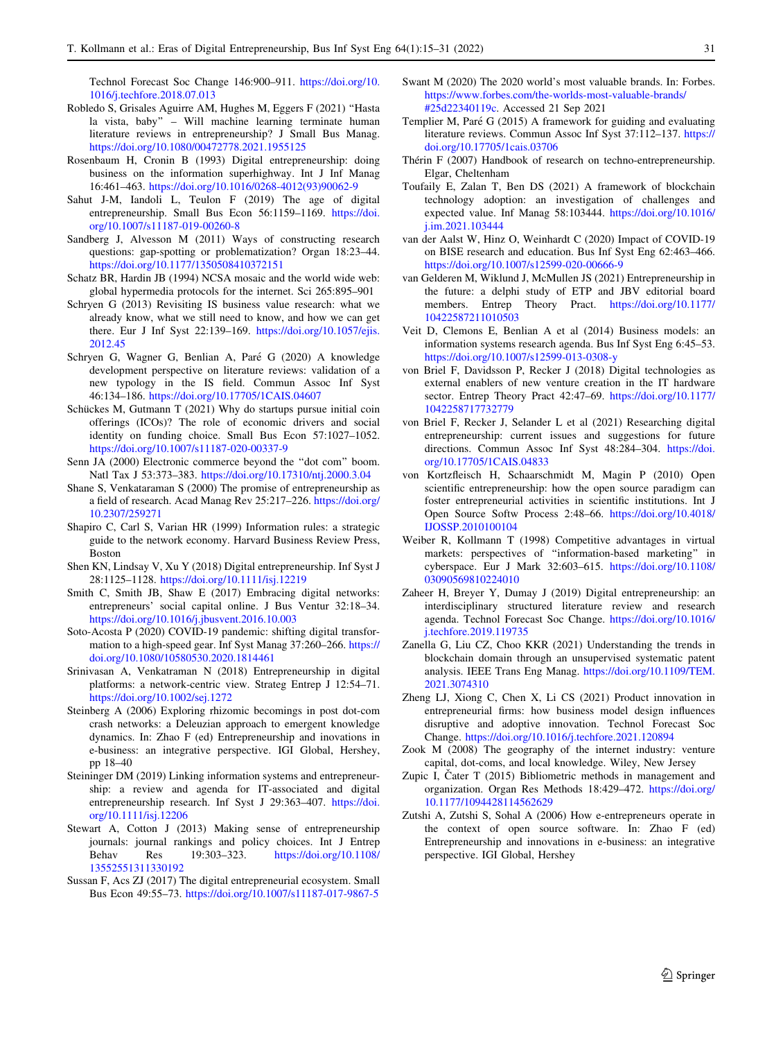Technol Forecast Soc Change 146:900–911. https://doi.org/10.1016/j.techfore.2018.07.013

Robledo S, Grisales Aguirre AM, Hughes M, Eggers F (2021) "Hasta la vista, baby" – Will machine learning terminate human literature reviews in entrepreneurship? J Small Bus Manag. https://doi.org/10.1080/00472778.2021.1955125

Rosenbaum H, Cronin B (1993) Digital entrepreneurship: doing business on the information superhighway. Int J Inf Manag 16:461–463. https://doi.org/10.1016/0268-4012(93)90062-9

Sahut J-M, Iandoli L, Teulon F (2019) The age of digital entrepreneurship. Small Bus Econ 56:1159–1169. https://doi.org/10.1007/s11187-019-00260-8

Sandberg J, Alvesson M (2011) Ways of constructing research questions: gap-spotting or problematization? Organ 18:23–44. https://doi.org/10.1177/1350508410372151

Schatz BR, Hardin JB (1994) NCSA mosaic and the world wide web: global hypermedia protocols for the internet. Sci 265:895–901

Schryen G (2013) Revisiting IS business value research: what we already know, what we still need to know, and how we can get there. Eur J Inf Syst 22:139–169. https://doi.org/10.1057/ejis.2012.45

Schryen G, Wagner G, Benlian A, Paré G (2020) A knowledge development perspective on literature reviews: validation of a new typology in the IS field. Commun Assoc Inf Syst 46:134–186. https://doi.org/10.17705/1CAIS.04607

Schückes M, Gutmann T (2021) Why do startups pursue initial coin offerings (ICOs)? The role of economic drivers and social identity on funding choice. Small Bus Econ 57:1027–1052. https://doi.org/10.1007/s11187-020-00337-9

Senn JA (2000) Electronic commerce beyond the "dot com" boom. Natl Tax J 53:373–383. https://doi.org/10.17310/ntj.2000.3.04

Shane S, Venkataraman S (2000) The promise of entrepreneurship as a field of research. Acad Manag Rev 25:217–226. https://doi.org/10.2307/259271

Shapiro C, Carl S, Varian HR (1999) Information rules: a strategic guide to the network economy. Harvard Business Review Press, Boston

Shen KN, Lindsay V, Xu Y (2018) Digital entrepreneurship. Inf Syst J 28:1125–1128. https://doi.org/10.1111/isj.12219

Smith C, Smith JB, Shaw E (2017) Embracing digital networks: entrepreneurs' social capital online. J Bus Ventur 32:18–34. https://doi.org/10.1016/j.jbusvent.2016.10.003

Soto-Acosta P (2020) COVID-19 pandemic: shifting digital transformation to a high-speed gear. Inf Syst Manag 37:260–266. https://doi.org/10.1080/10580530.2020.1814461

Srinivasan A, Venkatraman N (2018) Entrepreneurship in digital platforms: a network-centric view. Strateg Entrep J 12:54–71. https://doi.org/10.1002/sej.1272

Steinberg A (2006) Exploring rhizomic becomings in post dot-com crash networks: a Deleuzian approach to emergent knowledge dynamics. In: Zhao F (ed) Entrepreneurship and inovations in e-business: an integrative perspective. IGI Global, Hershey, pp 18–40

Steininger DM (2019) Linking information systems and entrepreneurship: a review and agenda for IT-associated and digital entrepreneurship research. Inf Syst J 29:363–407. https://doi.org/10.1111/isj.12206

Stewart A, Cotton J (2013) Making sense of entrepreneurship journals: journal rankings and policy choices. Int J Entrep Behav Res 19:303–323. https://doi.org/10.1108/13552551311330192

Sussan F, Acs ZJ (2017) The digital entrepreneurial ecosystem. Small Bus Econ 49:55–73. https://doi.org/10.1007/s11187-017-9867-5

Swant M (2020) The 2020 world's most valuable brands. In: Forbes. https://www.forbes.com/the-worlds-most-valuable-brands/#25d22340119c. Accessed 21 Sep 2021

Templier M, Paré G (2015) A framework for guiding and evaluating literature reviews. Commun Assoc Inf Syst 37:112–137. https://doi.org/10.17705/1cais.03706

Thérin F (2007) Handbook of research on techno-entrepreneurship. Elgar, Cheltenham

Toufaily E, Zalan T, Ben DS (2021) A framework of blockchain technology adoption: an investigation of challenges and expected value. Inf Manag 58:103444. https://doi.org/10.1016/j.im.2021.103444

van der Aalst W, Hinz O, Weinhardt C (2020) Impact of COVID-19 on BISE research and education. Bus Inf Syst Eng 62:463–466. https://doi.org/10.1007/s12599-020-00666-9

van Gelderen M, Wiklund J, McMullen JS (2021) Entrepreneurship in the future: a delphi study of ETP and JBV editorial board members. Entrep Theory Pract. https://doi.org/10.1177/10422587211010503

Veit D, Clemons E, Benlian A et al (2014) Business models: an information systems research agenda. Bus Inf Syst Eng 6:45–53. https://doi.org/10.1007/s12599-013-0308-y

von Briel F, Davidsson P, Recker J (2018) Digital technologies as external enablers of new venture creation in the IT hardware sector. Entrep Theory Pract 42:47–69. https://doi.org/10.1177/1042258717732779

von Briel F, Recker J, Selander L et al (2021) Researching digital entrepreneurship: current issues and suggestions for future directions. Commun Assoc Inf Syst 48:284–304. https://doi.org/10.17705/1CAIS.04833

von Kortzfleisch H, Schaarschmidt M, Magin P (2010) Open scientific entrepreneurship: how the open source paradigm can foster entrepreneurial activities in scientific institutions. Int J Open Source Softw Process 2:48–66. https://doi.org/10.4018/IJOSSP.2010100104

Weiber R, Kollmann T (1998) Competitive advantages in virtual markets: perspectives of "information-based marketing" in cyberspace. Eur J Mark 32:603–615. https://doi.org/10.1108/03090569810224010

Zaheer H, Breyer Y, Dumay J (2019) Digital entrepreneurship: an interdisciplinary structured literature review and research agenda. Technol Forecast Soc Change. https://doi.org/10.1016/j.techfore.2019.119735

Zanella G, Liu CZ, Choo KKR (2021) Understanding the trends in blockchain domain through an unsupervised systematic patent analysis. IEEE Trans Eng Manag. https://doi.org/10.1109/TEM.2021.3074310

Zheng LJ, Xiong C, Chen X, Li CS (2021) Product innovation in entrepreneurial firms: how business model design influences disruptive and adoptive innovation. Technol Forecast Soc Change. https://doi.org/10.1016/j.techfore.2021.120894

Zook M (2008) The geography of the internet industry: venture capital, dot-coms, and local knowledge. Wiley, New Jersey

Zupic I, Čater T (2015) Bibliometric methods in management and organization. Organ Res Methods 18:429–472. https://doi.org/10.1177/1094428114562629

Zutshi A, Zutshi S, Sohal A (2006) How e-entrepreneurs operate in the context of open source software. In: Zhao F (ed) Entrepreneurship and innovations in e-business: an integrative perspective. IGI Global, Hershey